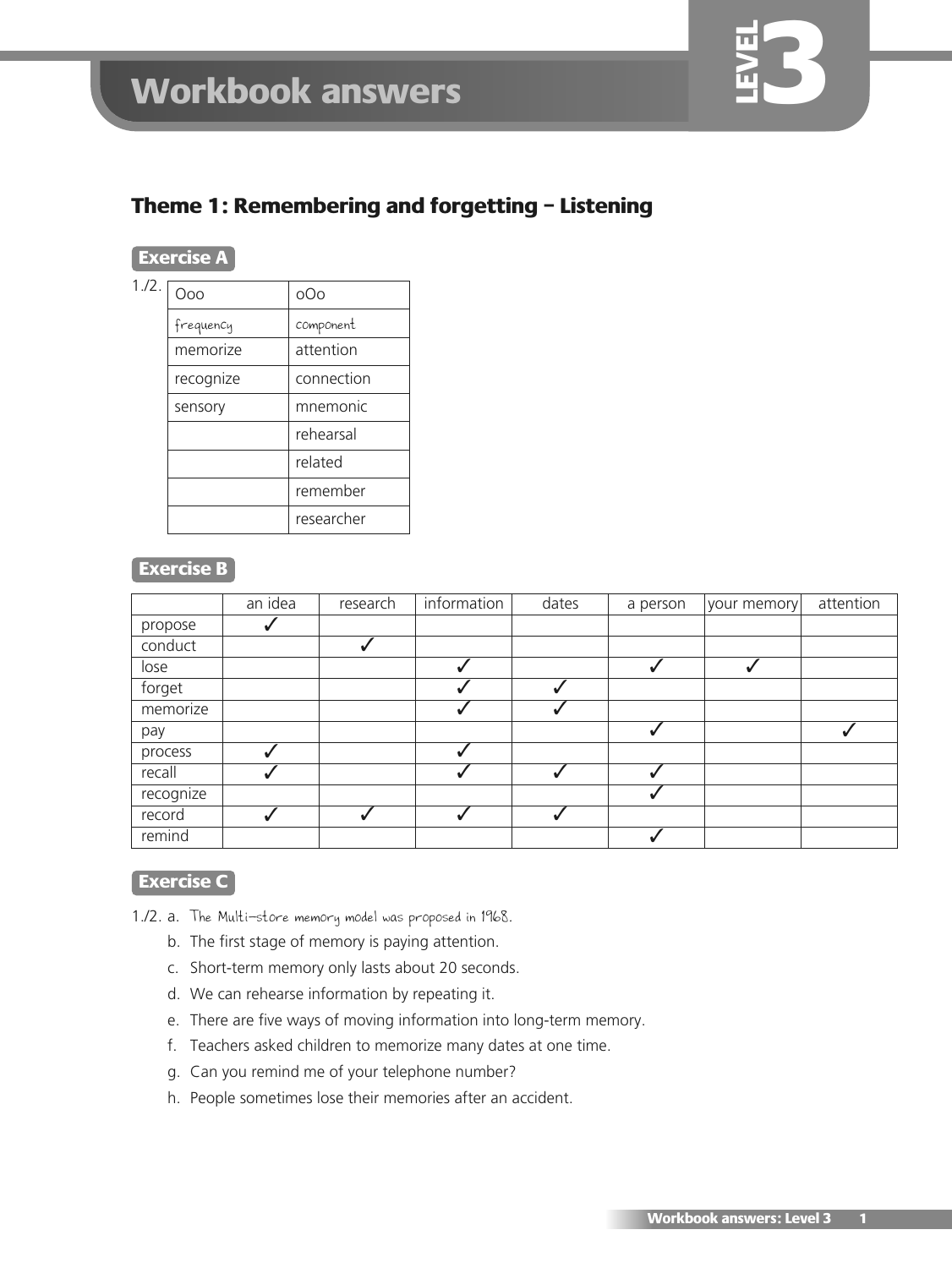# Workbook answers

LEVEL 3

## Theme 1: Remembering and forgetting – Listening

### Exercise A

1./2.

| Ooo | oOo |
|---|---|
| frequency | component |
| memorize | attention |
| recognize | connection |
| sensory | mnemonic |
| | rehearsal |
| | related |
| | remember |
| | researcher |

### Exercise B

| | an idea | research | information | dates | a person | your memory | attention |
|---|---|---|---|---|---|---|---|
| propose | ✓ | | | | | | |
| conduct | | ✓ | | | | | |
| lose | | | ✓ | | ✓ | ✓ | |
| forget | | | ✓ | ✓ | | | |
| memorize | | | ✓ | ✓ | | | |
| pay | | | | | ✓ | | ✓ |
| process | ✓ | | ✓ | | | | |
| recall | ✓ | | ✓ | ✓ | ✓ | | |
| recognize | | | | | ✓ | | |
| record | ✓ | ✓ | ✓ | ✓ | | | |
| remind | | | | | ✓ | | |

### Exercise C

1./2.
a. The Multi-store memory model was proposed in 1968.
b. The first stage of memory is paying attention.
c. Short-term memory only lasts about 20 seconds.
d. We can rehearse information by repeating it.
e. There are five ways of moving information into long-term memory.
f. Teachers asked children to memorize many dates at one time.
g. Can you remind me of your telephone number?
h. People sometimes lose their memories after an accident.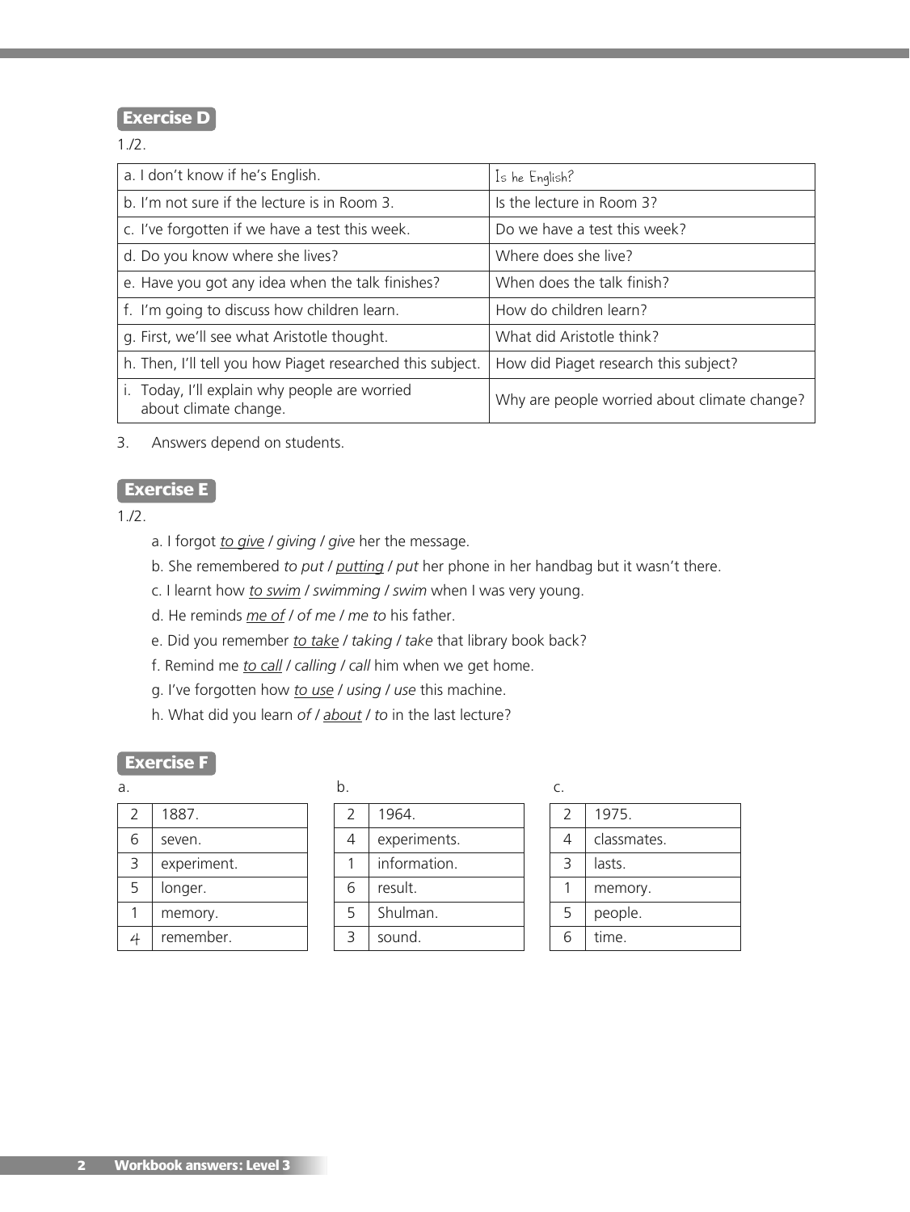## Exercise D

1./2.

| a. I don't know if he's English. | Is he English? |
|---|---|
| b. I'm not sure if the lecture is in Room 3. | Is the lecture in Room 3? |
| c. I've forgotten if we have a test this week. | Do we have a test this week? |
| d. Do you know where she lives? | Where does she live? |
| e. Have you got any idea when the talk finishes? | When does the talk finish? |
| f. I'm going to discuss how children learn. | How do children learn? |
| g. First, we'll see what Aristotle thought. | What did Aristotle think? |
| h. Then, I'll tell you how Piaget researched this subject. | How did Piaget research this subject? |
| i. Today, I'll explain why people are worried about climate change. | Why are people worried about climate change? |

3. Answers depend on students.

## Exercise E

1./2.

a. I forgot <u>*to give*</u> / *giving* / *give* her the message.

b. She remembered *to put* / <u>*putting*</u> / *put* her phone in her handbag but it wasn't there.

c. I learnt how <u>*to swim*</u> / *swimming* / *swim* when I was very young.

d. He reminds <u>*me of*</u> / *of me* / *me to* his father.

e. Did you remember <u>*to take*</u> / *taking* / *take* that library book back?

f. Remind me <u>*to call*</u> / *calling* / *call* him when we get home.

g. I've forgotten how <u>*to use*</u> / *using* / *use* this machine.

h. What did you learn *of* / <u>*about*</u> / *to* in the last lecture?

## Exercise F

a.

| 2 | 1887. |
|---|---|
| 6 | seven. |
| 3 | experiment. |
| 5 | longer. |
| 1 | memory. |
| 4 | remember. |

b.

| 2 | 1964. |
|---|---|
| 4 | experiments. |
| 1 | information. |
| 6 | result. |
| 5 | Shulman. |
| 3 | sound. |

c.

| 2 | 1975. |
|---|---|
| 4 | classmates. |
| 3 | lasts. |
| 1 | memory. |
| 5 | people. |
| 6 | time. |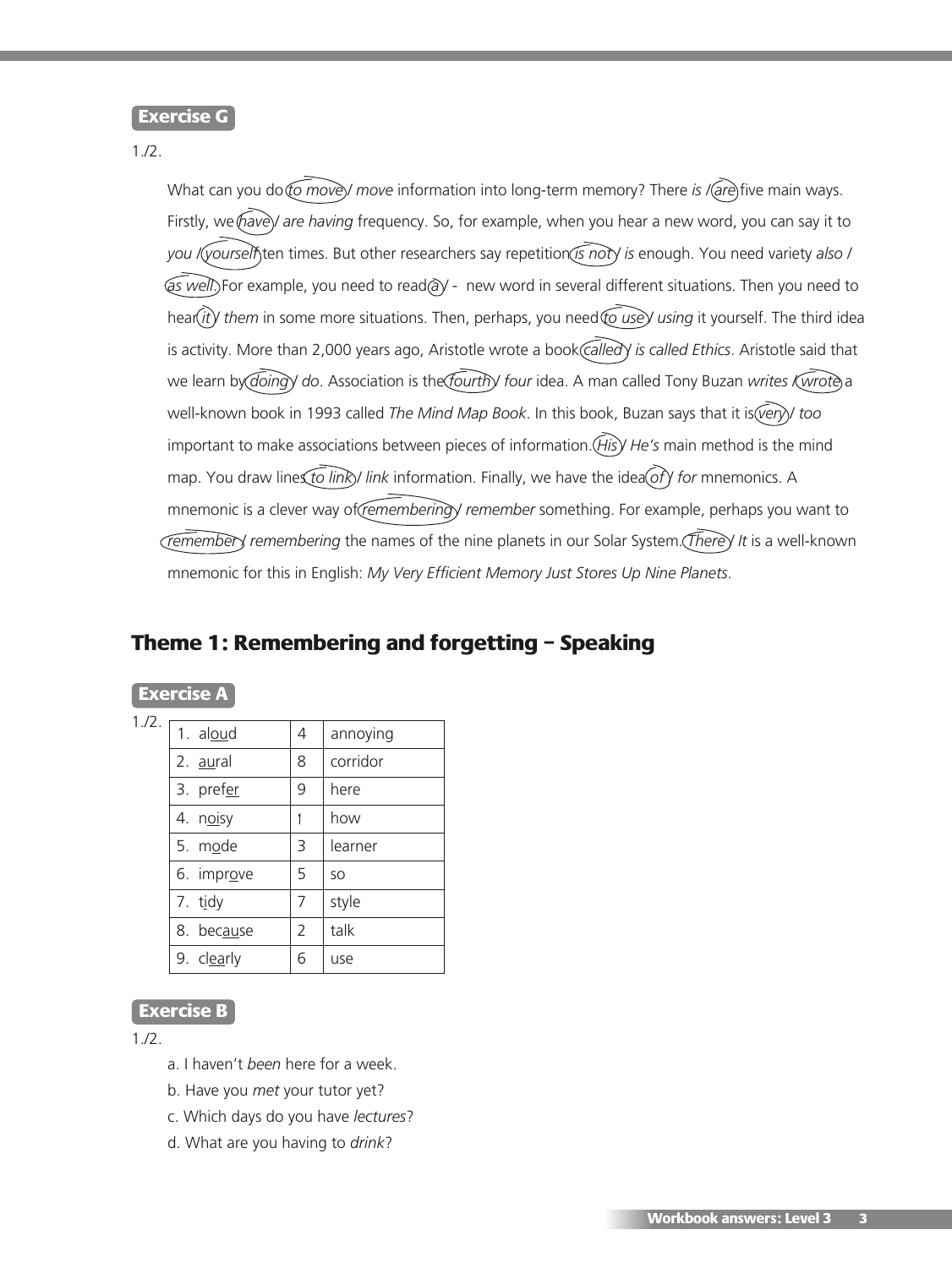**Exercise G**

1./2.

What can you do *to move* / *move* information into long-term memory? There *is* / *are* five main ways. Firstly, we *have* / *are having* frequency. So, for example, when you hear a new word, you can say it to *you* / *yourself* ten times. But other researchers say repetition *is not* / *is* enough. You need variety *also* / *as well*. For example, you need to read *a* / - new word in several different situations. Then you need to hear *it* / *them* in some more situations. Then, perhaps, you need *to use* / *using* it yourself. The third idea is activity. More than 2,000 years ago, Aristotle wrote a book *called* / *is called Ethics*. Aristotle said that we learn by *doing* / *do*. Association is the *fourth* / *four* idea. A man called Tony Buzan *writes* / *wrote* a well-known book in 1993 called *The Mind Map Book*. In this book, Buzan says that it is *very* / *too* important to make associations between pieces of information. *His* / *He's* main method is the mind map. You draw lines *to link* / *link* information. Finally, we have the idea *of* / *for* mnemonics. A mnemonic is a clever way of *remembering* / *remember* something. For example, perhaps you want to *remember* / *remembering* the names of the nine planets in our Solar System. *There* / *It* is a well-known mnemonic for this in English: *My Very Efficient Memory Just Stores Up Nine Planets*.

## Theme 1: Remembering and forgetting – Speaking

**Exercise A**

1./2.

| | | |
|---|---|---|
| 1. aloud | 4 | annoying |
| 2. aural | 8 | corridor |
| 3. prefer | 9 | here |
| 4. noisy | 1 | how |
| 5. mode | 3 | learner |
| 6. improve | 5 | so |
| 7. tidy | 7 | style |
| 8. because | 2 | talk |
| 9. clearly | 6 | use |

**Exercise B**

1./2.

a. I haven't *been* here for a week.

b. Have you *met* your tutor yet?

c. Which days do you have *lectures*?

d. What are you having to *drink*?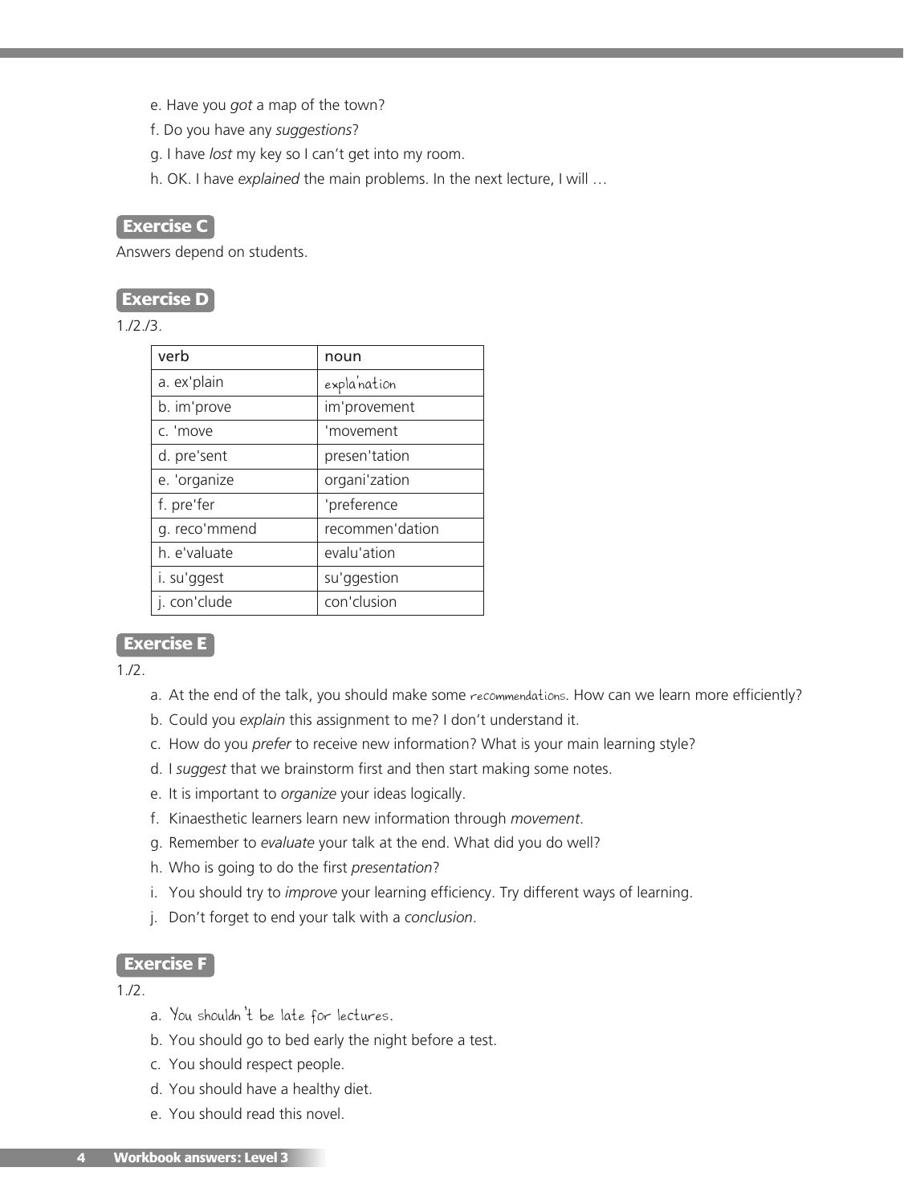e. Have you *got* a map of the town?

f. Do you have any *suggestions*?

g. I have *lost* my key so I can't get into my room.

h. OK. I have *explained* the main problems. In the next lecture, I will …

## Exercise C

Answers depend on students.

## Exercise D

1./2./3.

| verb | noun |
|---|---|
| a. ex'plain | expla'nation |
| b. im'prove | im'provement |
| c. 'move | 'movement |
| d. pre'sent | presen'tation |
| e. 'organize | organi'zation |
| f. pre'fer | 'preference |
| g. reco'mmend | recommen'dation |
| h. e'valuate | evalu'ation |
| i. su'ggest | su'ggestion |
| j. con'clude | con'clusion |

## Exercise E

1./2.

a. At the end of the talk, you should make some recommendations. How can we learn more efficiently?

b. Could you *explain* this assignment to me? I don't understand it.

c. How do you *prefer* to receive new information? What is your main learning style?

d. I *suggest* that we brainstorm first and then start making some notes.

e. It is important to *organize* your ideas logically.

f. Kinaesthetic learners learn new information through *movement*.

g. Remember to *evaluate* your talk at the end. What did you do well?

h. Who is going to do the first *presentation*?

i. You should try to *improve* your learning efficiency. Try different ways of learning.

j. Don't forget to end your talk with a *conclusion*.

## Exercise F

1./2.

a. You shouldn't be late for lectures.

b. You should go to bed early the night before a test.

c. You should respect people.

d. You should have a healthy diet.

e. You should read this novel.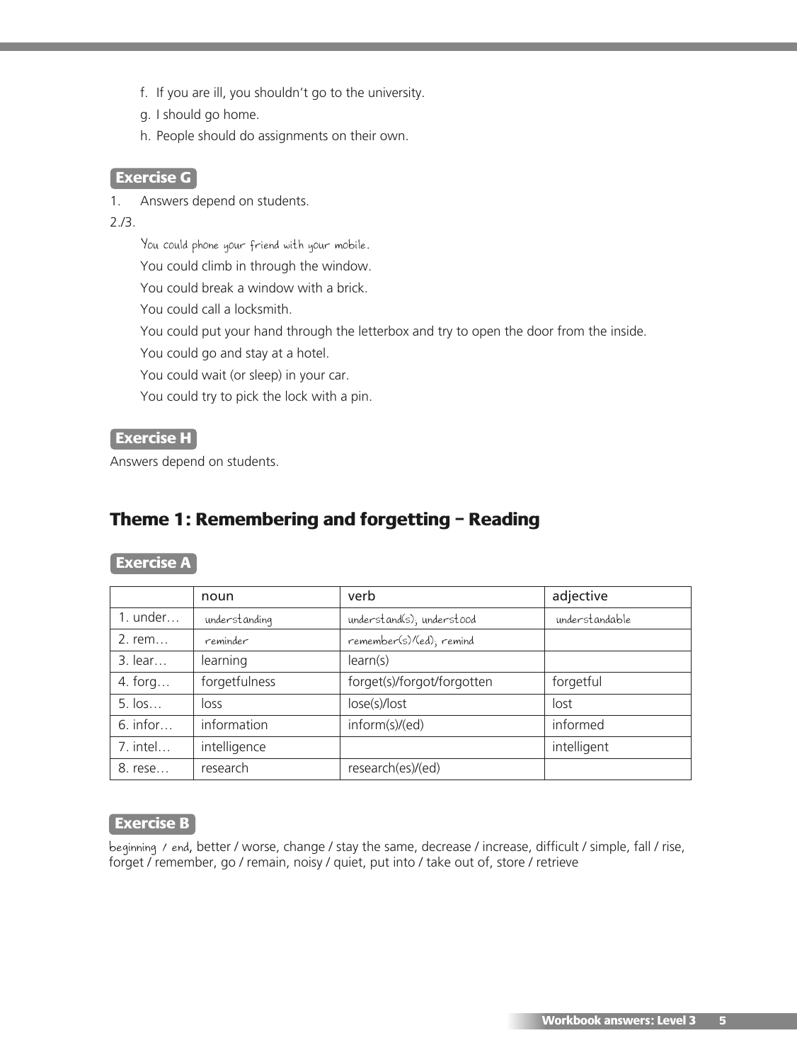f. If you are ill, you shouldn't go to the university.

g. I should go home.

h. People should do assignments on their own.

**Exercise G**

1. Answers depend on students.

2./3.

You could phone your friend with your mobile.

You could climb in through the window.

You could break a window with a brick.

You could call a locksmith.

You could put your hand through the letterbox and try to open the door from the inside.

You could go and stay at a hotel.

You could wait (or sleep) in your car.

You could try to pick the lock with a pin.

**Exercise H**

Answers depend on students.

## Theme 1: Remembering and forgetting – Reading

**Exercise A**

| | noun | verb | adjective |
|---|---|---|---|
| 1. under… | understanding | understand(s), understood | understandable |
| 2. rem… | reminder | remember(s)/(ed), remind | |
| 3. lear… | learning | learn(s) | |
| 4. forg… | forgetfulness | forget(s)/forgot/forgotten | forgetful |
| 5. los… | loss | lose(s)/lost | lost |
| 6. infor… | information | inform(s)/(ed) | informed |
| 7. intel… | intelligence | | intelligent |
| 8. rese… | research | research(es)/(ed) | |

**Exercise B**

beginning / end, better / worse, change / stay the same, decrease / increase, difficult / simple, fall / rise, forget / remember, go / remain, noisy / quiet, put into / take out of, store / retrieve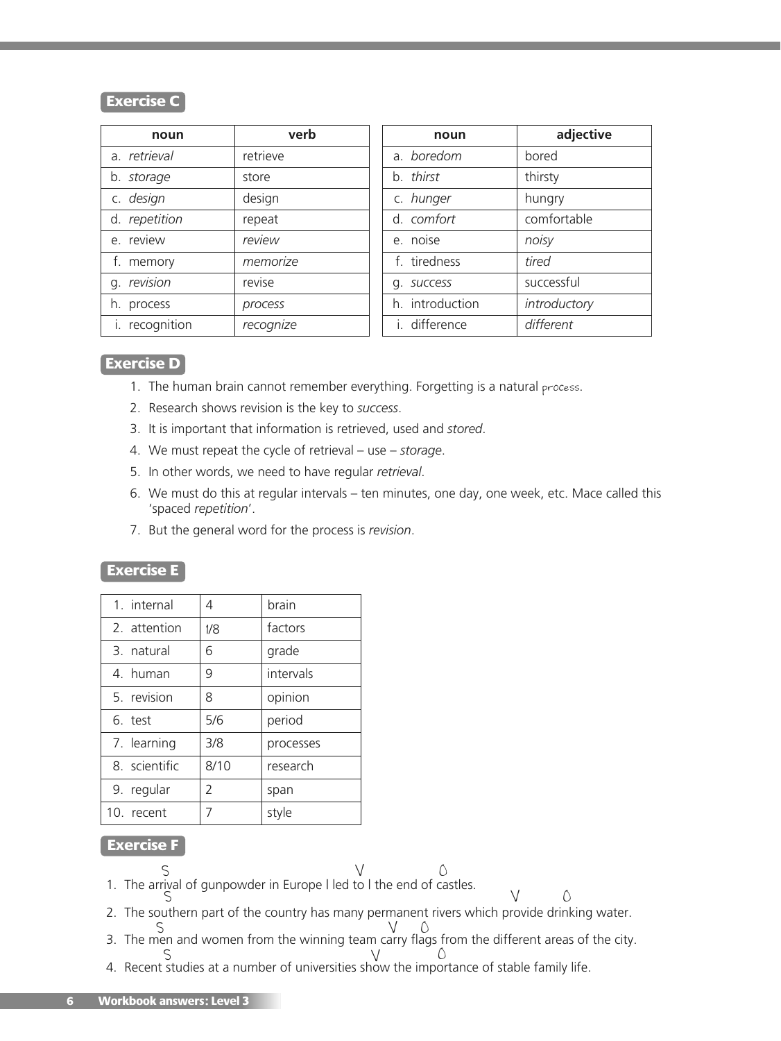### Exercise C

| noun | verb |
|---|---|
| a. *retrieval* | retrieve |
| b. *storage* | store |
| c. *design* | design |
| d. *repetition* | repeat |
| e. review | *review* |
| f. memory | *memorize* |
| g. *revision* | revise |
| h. process | *process* |
| i. recognition | *recognize* |

| noun | adjective |
|---|---|
| a. *boredom* | bored |
| b. *thirst* | thirsty |
| c. *hunger* | hungry |
| d. *comfort* | comfortable |
| e. noise | *noisy* |
| f. tiredness | *tired* |
| g. *success* | successful |
| h. introduction | *introductory* |
| i. difference | *different* |

### Exercise D

1. The human brain cannot remember everything. Forgetting is a natural process.
2. Research shows revision is the key to *success*.
3. It is important that information is retrieved, used and *stored*.
4. We must repeat the cycle of retrieval – use – *storage*.
5. In other words, we need to have regular *retrieval*.
6. We must do this at regular intervals – ten minutes, one day, one week, etc. Mace called this 'spaced *repetition*'.
7. But the general word for the process is *revision*.

### Exercise E

| | | |
|---|---|---|
| 1. internal | 4 | brain |
| 2. attention | 1/8 | factors |
| 3. natural | 6 | grade |
| 4. human | 9 | intervals |
| 5. revision | 8 | opinion |
| 6. test | 5/6 | period |
| 7. learning | 3/8 | processes |
| 8. scientific | 8/10 | research |
| 9. regular | 2 | span |
| 10. recent | 7 | style |

### Exercise F

1. The arrival (S) of gunpowder in Europe | led to (V) | the end (O) of castles.
2. The southern part (S) of the country has many permanent rivers which provide (V) drinking water (O).
3. The men (S) and women from the winning team carry (V) flags (O) from the different areas of the city.
4. Recent studies (S) at a number of universities show (V) the importance (O) of stable family life.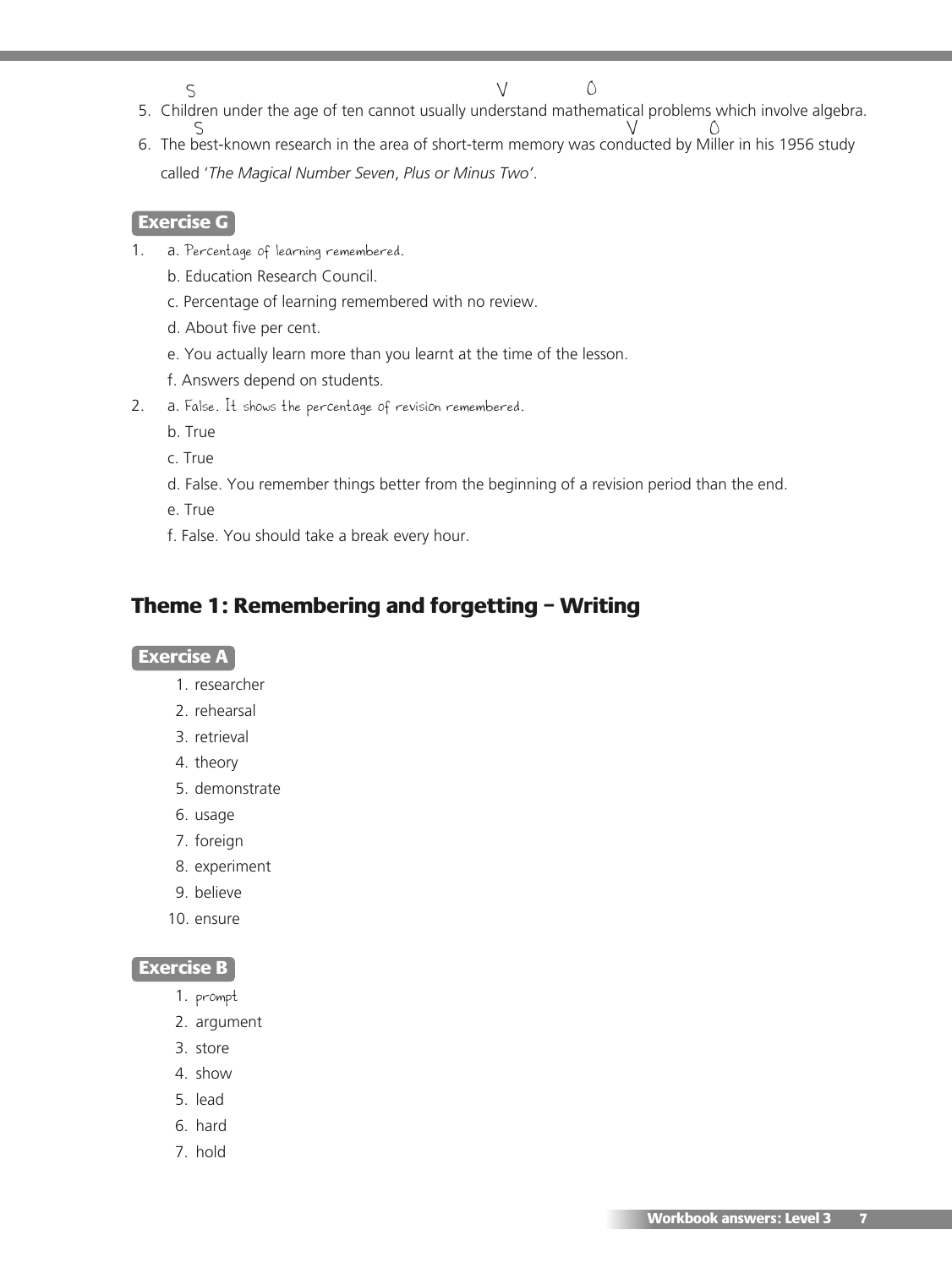5. Children under the age of ten cannot usually understand mathematical problems which involve algebra. (S: Children; V: understand; O: mathematical problems)
6. The best-known research in the area of short-term memory was conducted by Miller in his 1956 study called '*The Magical Number Seven, Plus or Minus Two*'. (S: The best-known research; V: was conducted; O: Miller)

**Exercise G**

1. a. Percentage of learning remembered.
   b. Education Research Council.
   c. Percentage of learning remembered with no review.
   d. About five per cent.
   e. You actually learn more than you learnt at the time of the lesson.
   f. Answers depend on students.
2. a. False. It shows the percentage of revision remembered.
   b. True
   c. True
   d. False. You remember things better from the beginning of a revision period than the end.
   e. True
   f. False. You should take a break every hour.

## Theme 1: Remembering and forgetting – Writing

**Exercise A**

1. researcher
2. rehearsal
3. retrieval
4. theory
5. demonstrate
6. usage
7. foreign
8. experiment
9. believe
10. ensure

**Exercise B**

1. prompt
2. argument
3. store
4. show
5. lead
6. hard
7. hold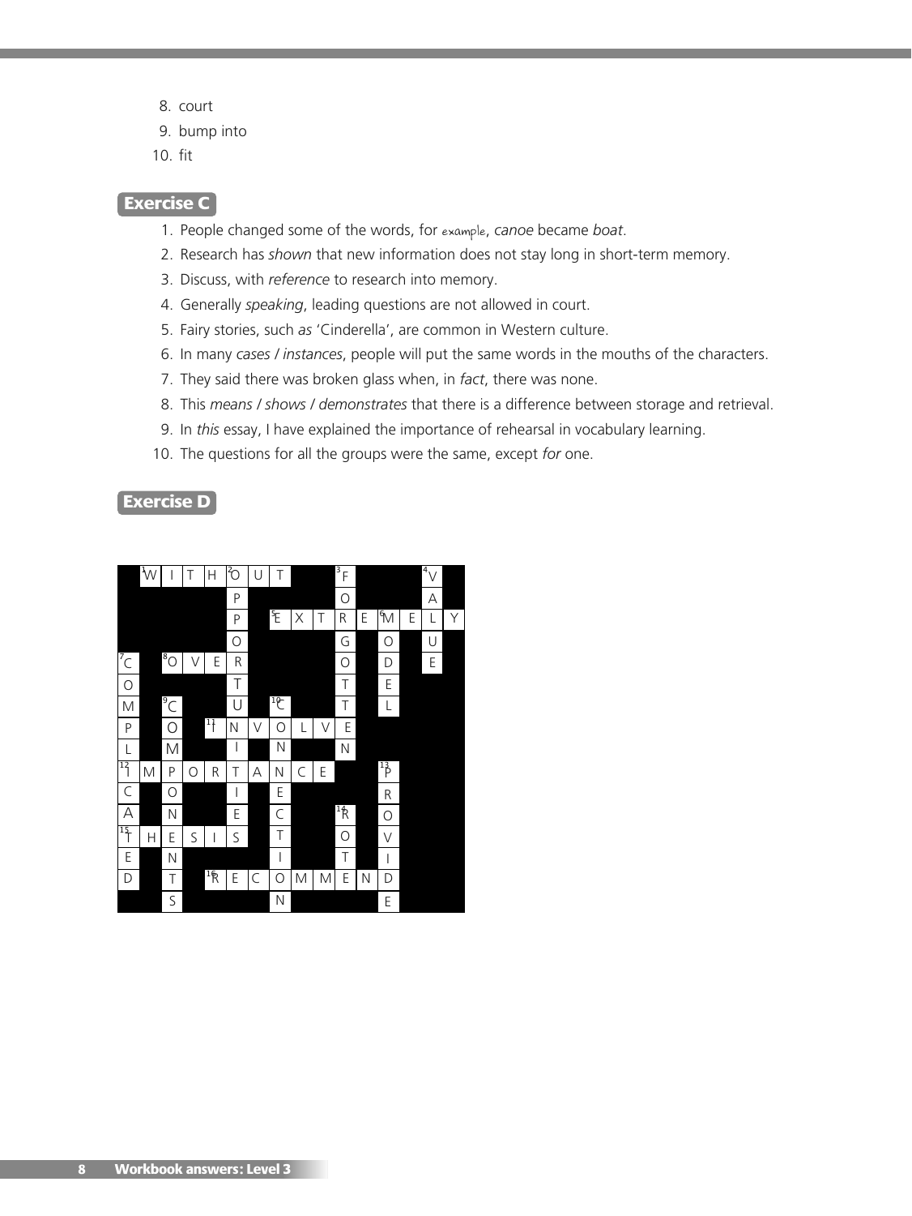8. court
9. bump into
10. fit

## Exercise C

1. People changed some of the words, for *example*, *canoe* became *boat*.
2. Research has *shown* that new information does not stay long in short-term memory.
3. Discuss, with *reference* to research into memory.
4. Generally *speaking*, leading questions are not allowed in court.
5. Fairy stories, such *as* 'Cinderella', are common in Western culture.
6. In many *cases* / *instances*, people will put the same words in the mouths of the characters.
7. They said there was broken glass when, in *fact*, there was none.
8. This *means* / *shows* / *demonstrates* that there is a difference between storage and retrieval.
9. In *this* essay, I have explained the importance of rehearsal in vocabulary learning.
10. The questions for all the groups were the same, except *for* one.

## Exercise D

| | 1W | I | T | H | 2O | U | T | | | 3F | | | | 4V | |
|---|---|---|---|---|---|---|---|---|---|---|---|---|---|---|---|
| | | | | | P | | | | | O | | | | A | |
| | | | | | P | | 5E | X | T | R | E | 6M | E | L | Y |
| | | | | | O | | | | | G | | O | | U | |
| 7C | | 8O | V | E | R | | | | | O | | D | | E | |
| O | | | | | T | | | | | T | | E | | | |
| M | | 9C | | | U | | 10C | | | T | | L | | | |
| P | | O | | 11I | N | V | O | L | V | E | | | | | |
| L | | M | | | I | | N | | | N | | | | | |
| 12I | M | P | O | R | T | A | N | C | E | | | 13P | | | |
| C | | O | | | I | | E | | | | | R | | | |
| A | | N | | | E | | C | | | 14R | | O | | | |
| 15T | H | E | S | I | S | | T | | | O | | V | | | |
| E | | N | | | | | I | | | T | | I | | | |
| D | | T | | 16R | E | C | O | M | M | E | N | D | | | |
| | | S | | | | | N | | | | | E | | | |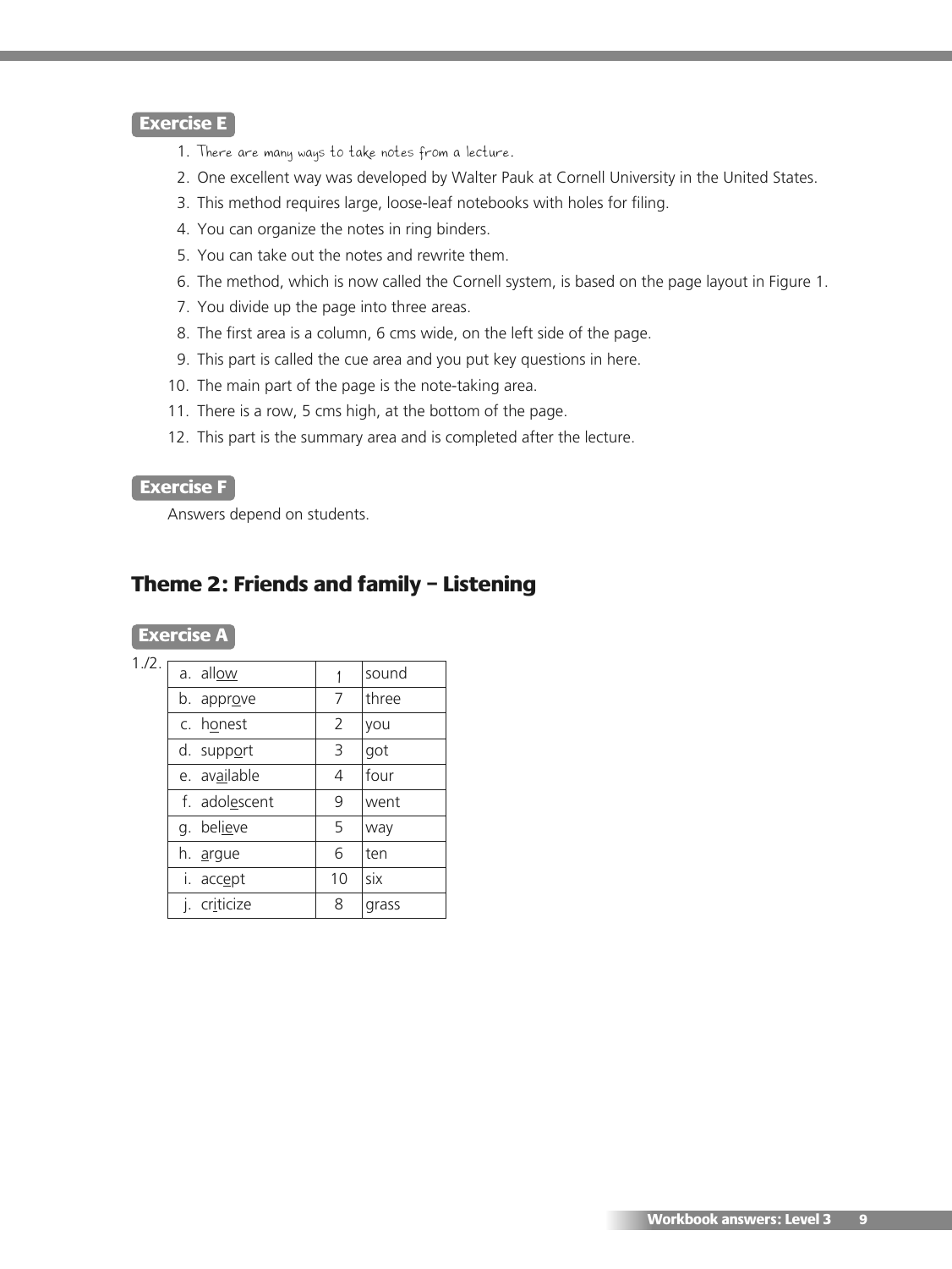**Exercise E**

1. There are many ways to take notes from a lecture.
2. One excellent way was developed by Walter Pauk at Cornell University in the United States.
3. This method requires large, loose-leaf notebooks with holes for filing.
4. You can organize the notes in ring binders.
5. You can take out the notes and rewrite them.
6. The method, which is now called the Cornell system, is based on the page layout in Figure 1.
7. You divide up the page into three areas.
8. The first area is a column, 6 cms wide, on the left side of the page.
9. This part is called the cue area and you put key questions in here.
10. The main part of the page is the note-taking area.
11. There is a row, 5 cms high, at the bottom of the page.
12. This part is the summary area and is completed after the lecture.

**Exercise F**

Answers depend on students.

## Theme 2: Friends and family – Listening

**Exercise A**

1./2.

| | | |
|---|---|---|
| a. all<u>ow</u> | 1 | sound |
| b. appr<u>o</u>ve | 7 | three |
| c. h<u>o</u>nest | 2 | you |
| d. supp<u>o</u>rt | 3 | got |
| e. av<u>ai</u>lable | 4 | four |
| f. adol<u>e</u>scent | 9 | went |
| g. bel<u>ie</u>ve | 5 | way |
| h. <u>a</u>rgue | 6 | ten |
| i. acc<u>e</u>pt | 10 | six |
| j. cr<u>i</u>ticize | 8 | grass |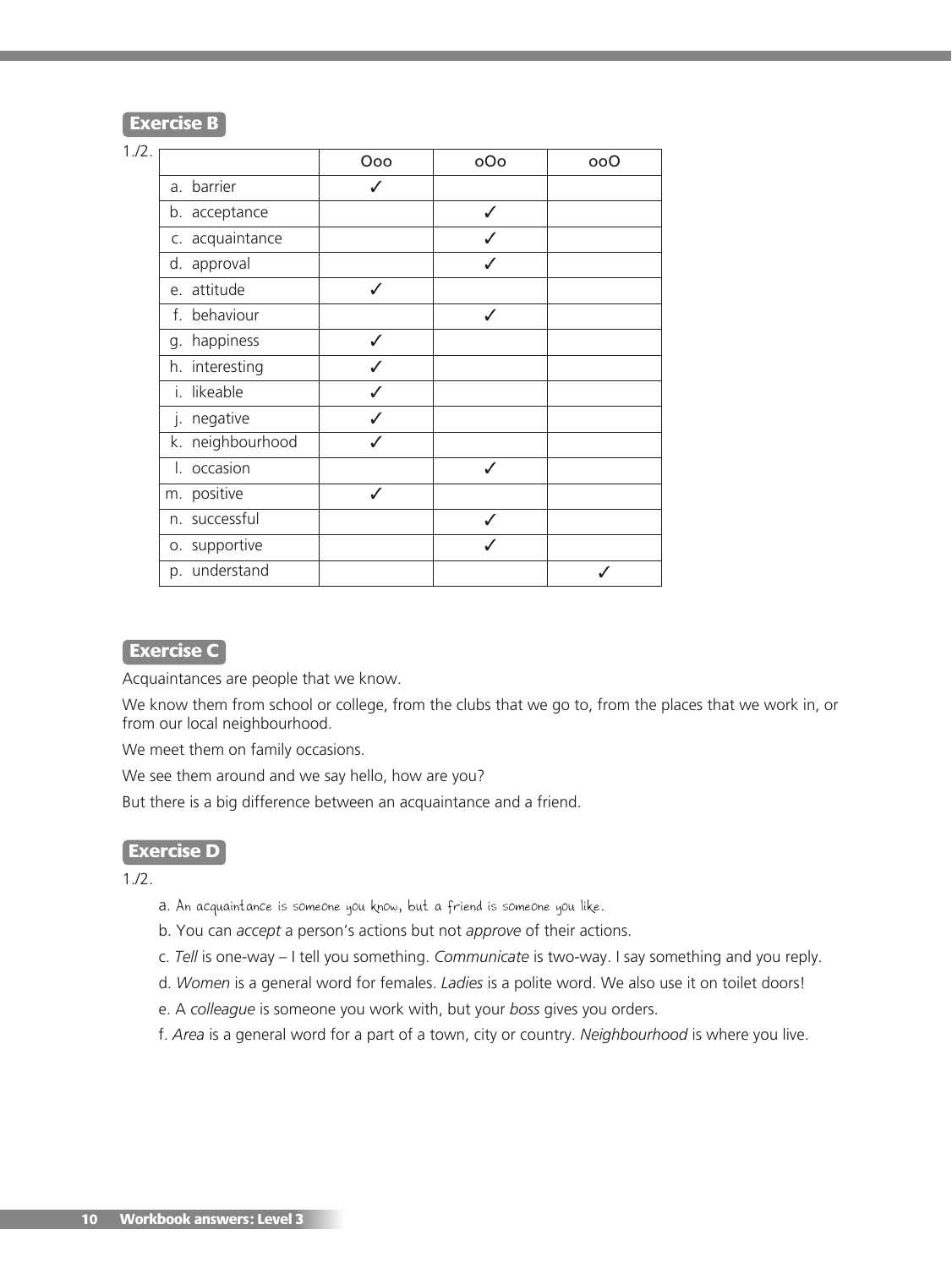## Exercise B

1./2.

| | Ooo | oOo | ooO |
|---|---|---|---|
| a. barrier | ✓ | | |
| b. acceptance | | ✓ | |
| c. acquaintance | | ✓ | |
| d. approval | | ✓ | |
| e. attitude | ✓ | | |
| f. behaviour | | ✓ | |
| g. happiness | ✓ | | |
| h. interesting | ✓ | | |
| i. likeable | ✓ | | |
| j. negative | ✓ | | |
| k. neighbourhood | ✓ | | |
| l. occasion | | ✓ | |
| m. positive | ✓ | | |
| n. successful | | ✓ | |
| o. supportive | | ✓ | |
| p. understand | | | ✓ |

## Exercise C

Acquaintances are people that we know.

We know them from school or college, from the clubs that we go to, from the places that we work in, or from our local neighbourhood.

We meet them on family occasions.

We see them around and we say hello, how are you?

But there is a big difference between an acquaintance and a friend.

## Exercise D

1./2.

a. An acquaintance is someone you know, but a friend is someone you like.

b. You can *accept* a person's actions but not *approve* of their actions.

c. *Tell* is one-way – I tell you something. *Communicate* is two-way. I say something and you reply.

d. *Women* is a general word for females. *Ladies* is a polite word. We also use it on toilet doors!

e. A *colleague* is someone you work with, but your *boss* gives you orders.

f. *Area* is a general word for a part of a town, city or country. *Neighbourhood* is where you live.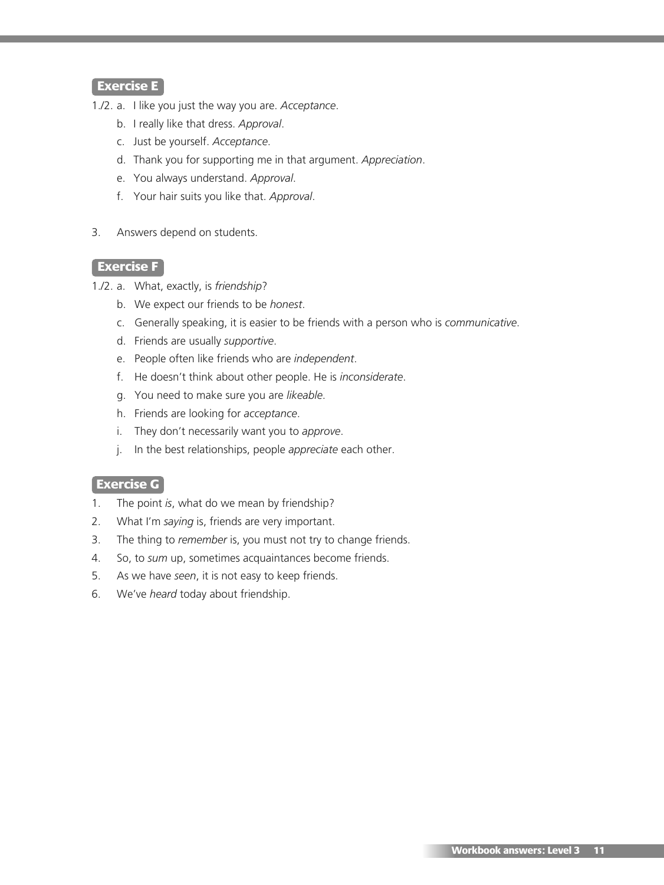## Exercise E

1./2. a. I like you just the way you are. *Acceptance*.

b. I really like that dress. *Approval*.

c. Just be yourself. *Acceptance*.

d. Thank you for supporting me in that argument. *Appreciation*.

e. You always understand. *Approval*.

f. Your hair suits you like that. *Approval*.

3. Answers depend on students.

## Exercise F

1./2. a. What, exactly, is *friendship*?

b. We expect our friends to be *honest*.

c. Generally speaking, it is easier to be friends with a person who is *communicative*.

d. Friends are usually *supportive*.

e. People often like friends who are *independent*.

f. He doesn't think about other people. He is *inconsiderate*.

g. You need to make sure you are *likeable*.

h. Friends are looking for *acceptance*.

i. They don't necessarily want you to *approve*.

j. In the best relationships, people *appreciate* each other.

## Exercise G

1. The point *is*, what do we mean by friendship?
2. What I'm *saying* is, friends are very important.
3. The thing to *remember* is, you must not try to change friends.
4. So, to *sum* up, sometimes acquaintances become friends.
5. As we have *seen*, it is not easy to keep friends.
6. We've *heard* today about friendship.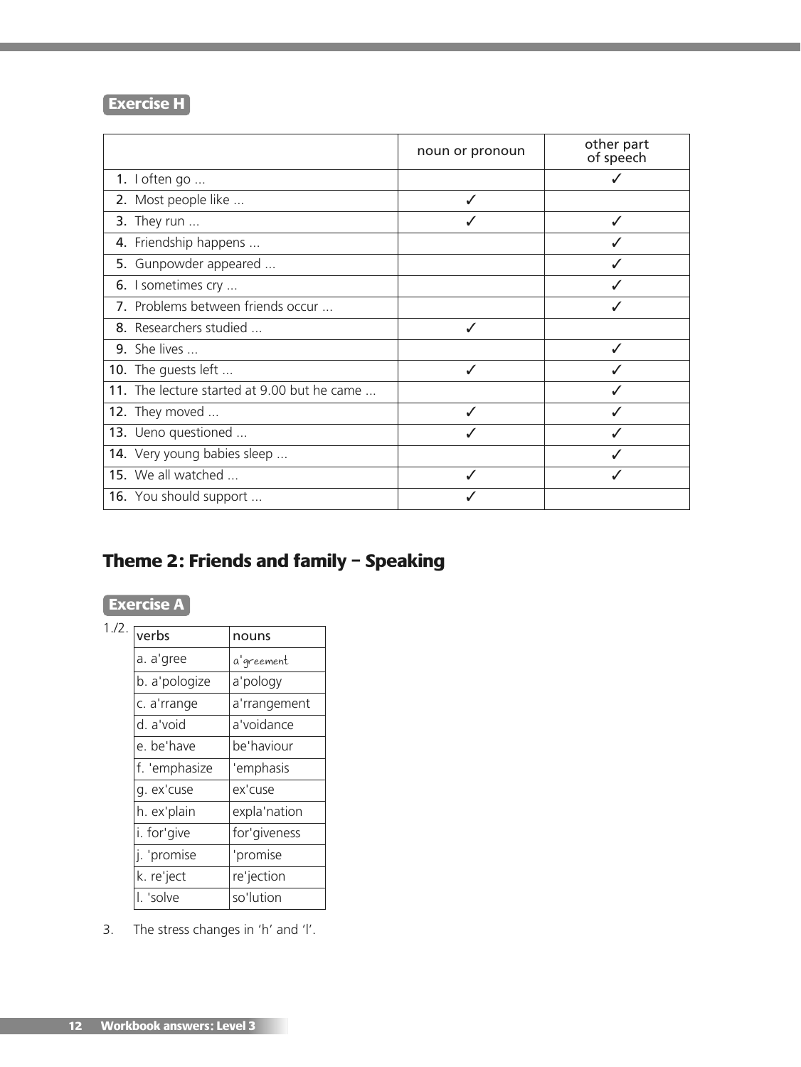**Exercise H**

| | noun or pronoun | other part of speech |
|---|---|---|
| 1. I often go ... | | ✓ |
| 2. Most people like ... | ✓ | |
| 3. They run ... | ✓ | ✓ |
| 4. Friendship happens ... | | ✓ |
| 5. Gunpowder appeared ... | | ✓ |
| 6. I sometimes cry ... | | ✓ |
| 7. Problems between friends occur ... | | ✓ |
| 8. Researchers studied ... | ✓ | |
| 9. She lives ... | | ✓ |
| 10. The guests left ... | ✓ | ✓ |
| 11. The lecture started at 9.00 but he came ... | | ✓ |
| 12. They moved ... | ✓ | ✓ |
| 13. Ueno questioned ... | ✓ | ✓ |
| 14. Very young babies sleep ... | | ✓ |
| 15. We all watched ... | ✓ | ✓ |
| 16. You should support ... | ✓ | |

## Theme 2: Friends and family – Speaking

**Exercise A**

1./2.

| verbs | nouns |
|---|---|
| a. a'gree | a'greement |
| b. a'pologize | a'pology |
| c. a'rrange | a'rrangement |
| d. a'void | a'voidance |
| e. be'have | be'haviour |
| f. 'emphasize | 'emphasis |
| g. ex'cuse | ex'cuse |
| h. ex'plain | expla'nation |
| i. for'give | for'giveness |
| j. 'promise | 'promise |
| k. re'ject | re'jection |
| l. 'solve | so'lution |

3. The stress changes in 'h' and 'l'.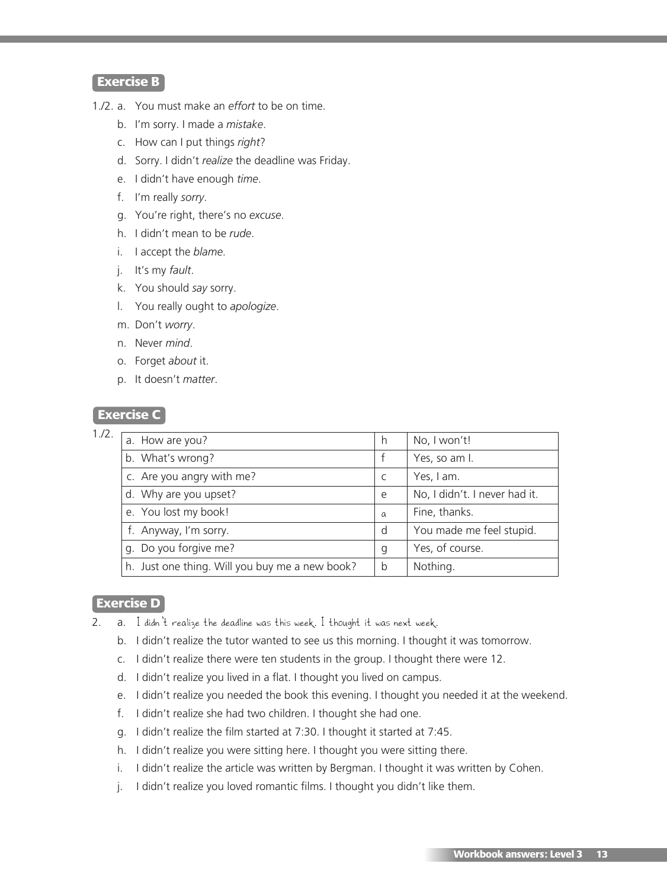## Exercise B

1./2.
a. You must make an *effort* to be on time.
b. I'm sorry. I made a *mistake*.
c. How can I put things *right*?
d. Sorry. I didn't *realize* the deadline was Friday.
e. I didn't have enough *time*.
f. I'm really *sorry*.
g. You're right, there's no *excuse*.
h. I didn't mean to be *rude*.
i. I accept the *blame*.
j. It's my *fault*.
k. You should *say* sorry.
l. You really ought to *apologize*.
m. Don't *worry*.
n. Never *mind*.
o. Forget *about* it.
p. It doesn't *matter*.

## Exercise C

1./2.

| | | |
|---|---|---|
| a. How are you? | h | No, I won't! |
| b. What's wrong? | f | Yes, so am I. |
| c. Are you angry with me? | c | Yes, I am. |
| d. Why are you upset? | e | No, I didn't. I never had it. |
| e. You lost my book! | a | Fine, thanks. |
| f. Anyway, I'm sorry. | d | You made me feel stupid. |
| g. Do you forgive me? | g | Yes, of course. |
| h. Just one thing. Will you buy me a new book? | b | Nothing. |

## Exercise D

2.
a. I didn't realize the deadline was this week. I thought it was next week.
b. I didn't realize the tutor wanted to see us this morning. I thought it was tomorrow.
c. I didn't realize there were ten students in the group. I thought there were 12.
d. I didn't realize you lived in a flat. I thought you lived on campus.
e. I didn't realize you needed the book this evening. I thought you needed it at the weekend.
f. I didn't realize she had two children. I thought she had one.
g. I didn't realize the film started at 7:30. I thought it started at 7:45.
h. I didn't realize you were sitting here. I thought you were sitting there.
i. I didn't realize the article was written by Bergman. I thought it was written by Cohen.
j. I didn't realize you loved romantic films. I thought you didn't like them.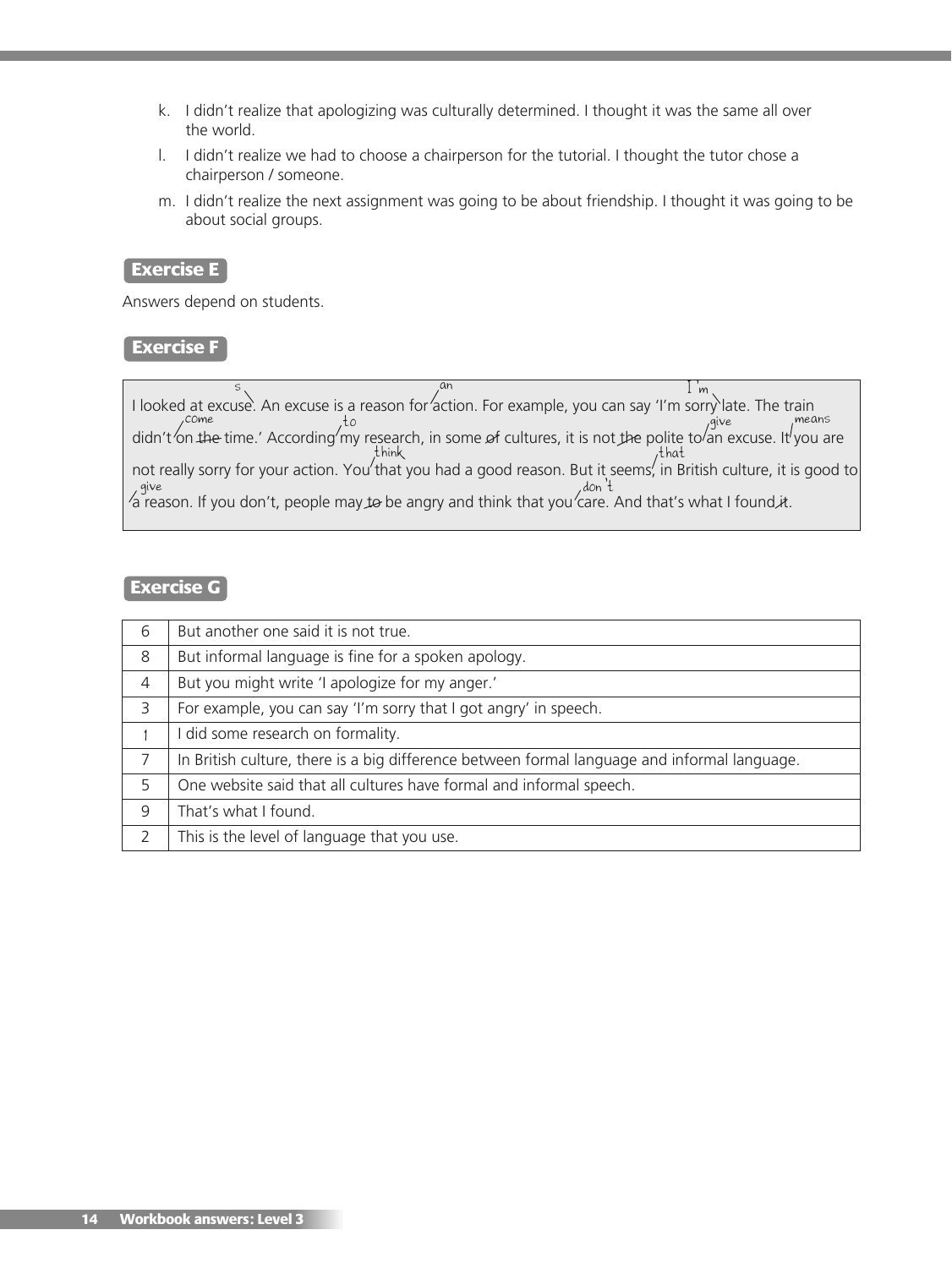k. I didn't realize that apologizing was culturally determined. I thought it was the same all over the world.

l. I didn't realize we had to choose a chairperson for the tutorial. I thought the tutor chose a chairperson / someone.

m. I didn't realize the next assignment was going to be about friendship. I thought it was going to be about social groups.

## Exercise E

Answers depend on students.

## Exercise F

I looked at excuse[s]. An excuse is a reason for [an] action. For example, you can say 'I'm sorry [I'm] late. The train didn't [come] on ~~the~~ time.' According [to] my research, in some ~~of~~ cultures, it is not ~~the~~ polite to [give] an excuse. It [means] you are not really sorry for your action. You [think] that you had a good reason. But it seems[ that] in British culture, it is good to [give] a reason. If you don't, people may ~~to~~ be angry and think that you [don't] care. And that's what I found ~~it~~.

## Exercise G

| | |
|---|---|
| 6 | But another one said it is not true. |
| 8 | But informal language is fine for a spoken apology. |
| 4 | But you might write 'I apologize for my anger.' |
| 3 | For example, you can say 'I'm sorry that I got angry' in speech. |
| 1 | I did some research on formality. |
| 7 | In British culture, there is a big difference between formal language and informal language. |
| 5 | One website said that all cultures have formal and informal speech. |
| 9 | That's what I found. |
| 2 | This is the level of language that you use. |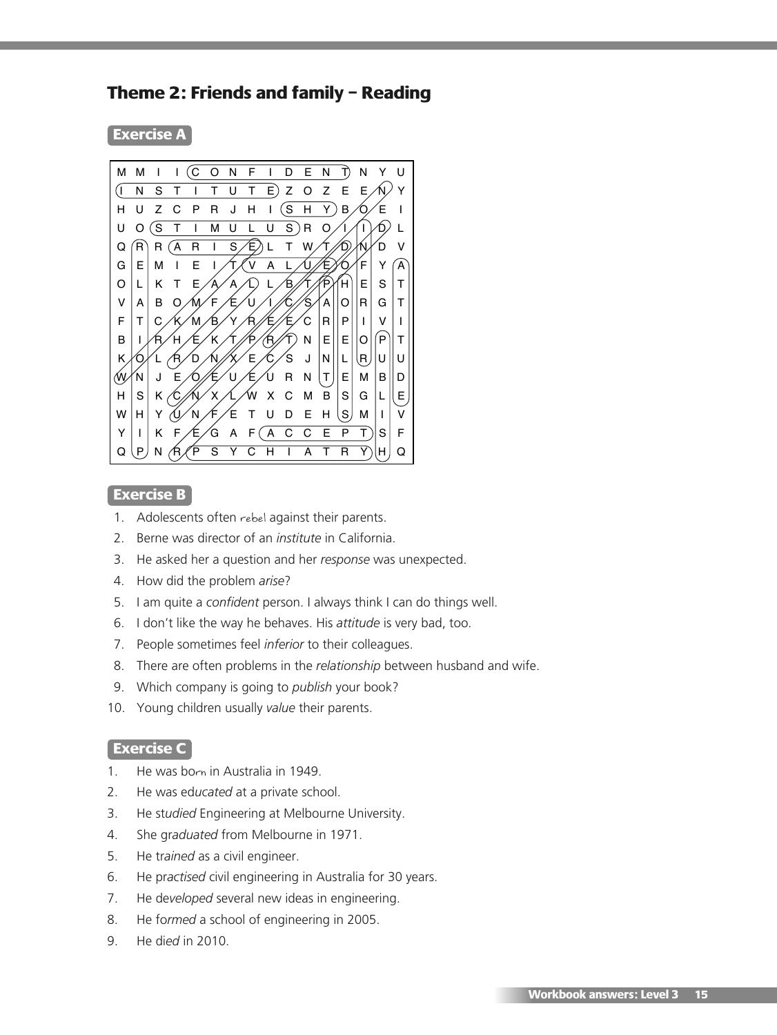## Theme 2: Friends and family – Reading

### Exercise A

| | | | | | | | | | | | | | | | |
|---|---|---|---|---|---|---|---|---|---|---|---|---|---|---|---|
| M | M | I | I | C | O | N | F | I | D | E | N | T | N | Y | U |
| I | N | S | T | I | T | U | T | E | Z | O | Z | E | E | N | Y |
| H | U | Z | C | P | R | J | H | I | S | H | Y | B | O | E | I |
| U | O | S | T | I | M | U | L | U | S | R | O | I | I | D | L |
| Q | R | R | A | R | I | S | E | L | T | W | T | D | N | D | V |
| G | E | M | I | E | I | T | V | A | L | U | E | O | F | Y | A |
| O | L | K | T | E | A | A | L | L | B | T | P | H | E | S | T |
| V | A | B | O | M | F | E | U | I | C | S | A | O | R | G | T |
| F | T | C | K | M | B | Y | R | E | E | C | R | P | I | V | I |
| B | I | R | H | E | K | T | P | R | T | N | E | E | O | P | T |
| K | O | L | R | D | N | X | E | C | S | J | N | L | R | U | U |
| W | N | J | E | O | E | U | E | U | R | N | T | E | M | B | D |
| H | S | K | C | N | X | L | W | X | C | M | B | S | G | L | E |
| W | H | Y | U | N | F | E | T | U | D | E | H | S | M | I | V |
| Y | I | K | F | E | G | A | F | A | C | C | E | P | T | S | F |
| Q | P | N | R | P | S | Y | C | H | I | A | T | R | Y | H | Q |

### Exercise B

1. Adolescents often *rebel* against their parents.
2. Berne was director of an *institute* in California.
3. He asked her a question and her *response* was unexpected.
4. How did the problem *arise*?
5. I am quite a *confident* person. I always think I can do things well.
6. I don't like the way he behaves. His *attitude* is very bad, too.
7. People sometimes feel *inferior* to their colleagues.
8. There are often problems in the *relationship* between husband and wife.
9. Which company is going to *publish* your book?
10. Young children usually *value* their parents.

### Exercise C

1. He was bo*rn* in Australia in 1949.
2. He was ed*ucated* at a private school.
3. He st*udied* Engineering at Melbourne University.
4. She gr*aduated* from Melbourne in 1971.
5. He tr*ained* as a civil engineer.
6. He pr*actised* civil engineering in Australia for 30 years.
7. He de*veloped* several new ideas in engineering.
8. He fo*rmed* a school of engineering in 2005.
9. He di*ed* in 2010.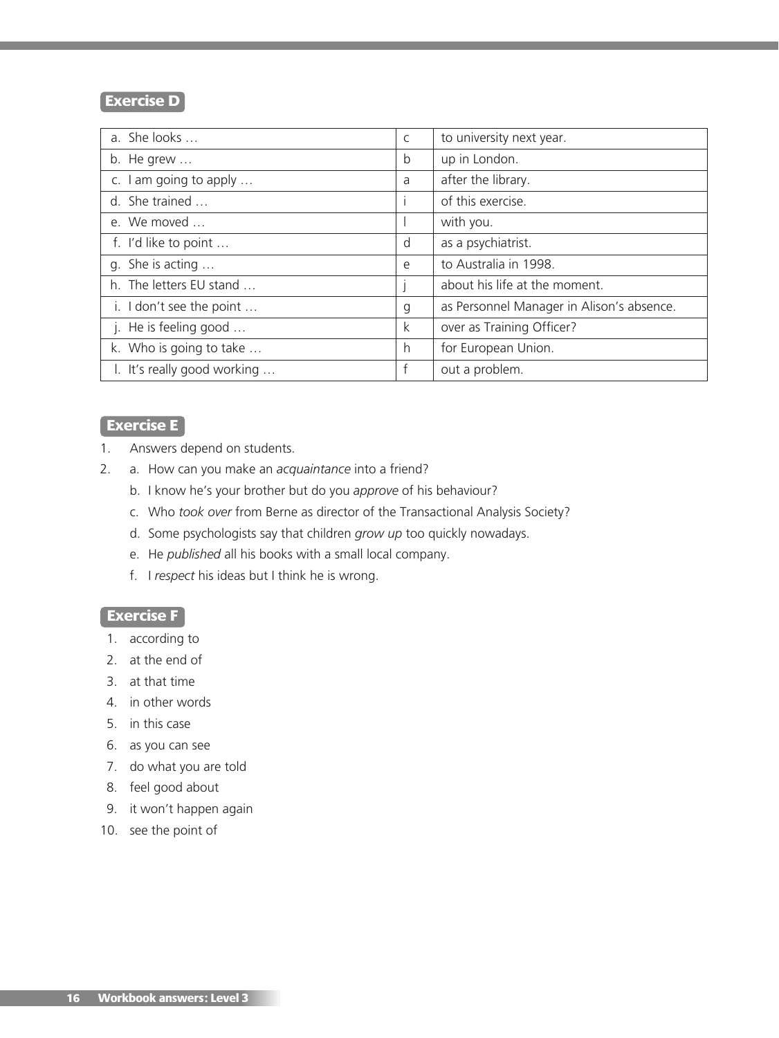## Exercise D

| | | |
|---|---|---|
| a. She looks … | c | to university next year. |
| b. He grew … | b | up in London. |
| c. I am going to apply … | a | after the library. |
| d. She trained … | i | of this exercise. |
| e. We moved … | l | with you. |
| f. I'd like to point … | d | as a psychiatrist. |
| g. She is acting … | e | to Australia in 1998. |
| h. The letters EU stand … | j | about his life at the moment. |
| i. I don't see the point … | g | as Personnel Manager in Alison's absence. |
| j. He is feeling good … | k | over as Training Officer? |
| k. Who is going to take … | h | for European Union. |
| l. It's really good working … | f | out a problem. |

## Exercise E

1. Answers depend on students.
2. a. How can you make an *acquaintance* into a friend?
   b. I know he's your brother but do you *approve* of his behaviour?
   c. Who *took over* from Berne as director of the Transactional Analysis Society?
   d. Some psychologists say that children *grow up* too quickly nowadays.
   e. He *published* all his books with a small local company.
   f. I *respect* his ideas but I think he is wrong.

## Exercise F

1. according to
2. at the end of
3. at that time
4. in other words
5. in this case
6. as you can see
7. do what you are told
8. feel good about
9. it won't happen again
10. see the point of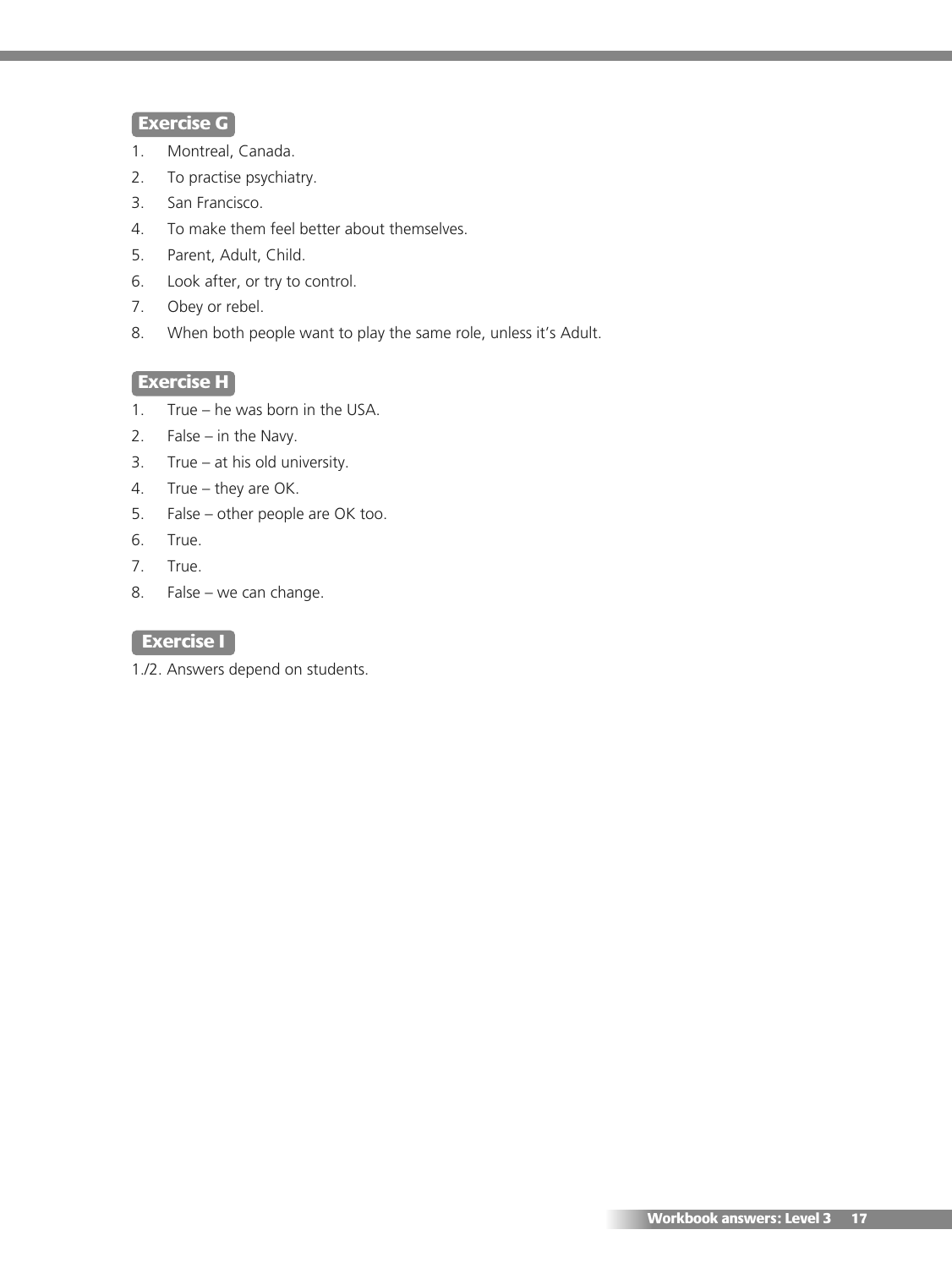## Exercise G

1. Montreal, Canada.
2. To practise psychiatry.
3. San Francisco.
4. To make them feel better about themselves.
5. Parent, Adult, Child.
6. Look after, or try to control.
7. Obey or rebel.
8. When both people want to play the same role, unless it's Adult.

## Exercise H

1. True – he was born in the USA.
2. False – in the Navy.
3. True – at his old university.
4. True – they are OK.
5. False – other people are OK too.
6. True.
7. True.
8. False – we can change.

## Exercise I

1./2. Answers depend on students.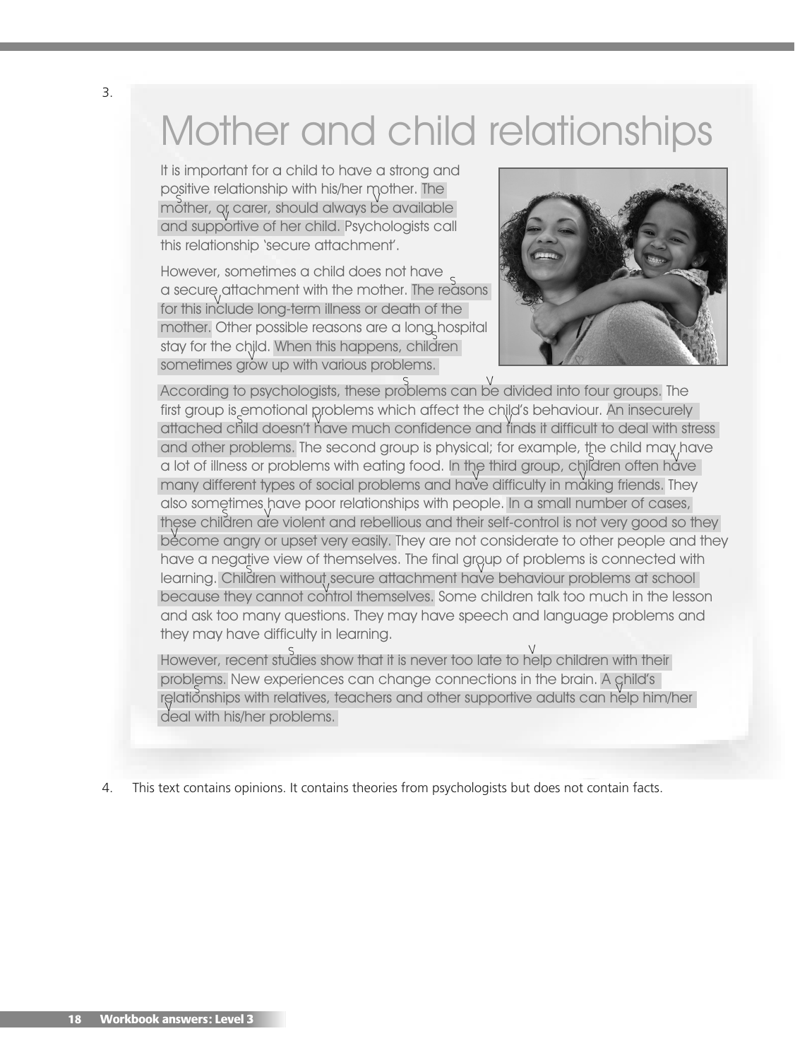3.

# Mother and child relationships

It is important for a child to have a strong and positive relationship with his/her mother. The mother, or carer, should always be available and supportive of her child. Psychologists call this relationship 'secure attachment'.

However, sometimes a child does not have a secure attachment with the mother. The reasons for this include long-term illness or death of the mother. Other possible reasons are a long hospital stay for the child. When this happens, children sometimes grow up with various problems.

According to psychologists, these problems can be divided into four groups. The first group is emotional problems which affect the child's behaviour. An insecurely attached child doesn't have much confidence and finds it difficult to deal with stress and other problems. The second group is physical; for example, the child may have a lot of illness or problems with eating food. In the third group, children often have many different types of social problems and have difficulty in making friends. They also sometimes have poor relationships with people. In a small number of cases, these children are violent and rebellious and their self-control is not very good so they become angry or upset very easily. They are not considerate to other people and they have a negative view of themselves. The final group of problems is connected with learning. Children without secure attachment have behaviour problems at school because they cannot control themselves. Some children talk too much in the lesson and ask too many questions. They may have speech and language problems and they may have difficulty in learning.

However, recent studies show that it is never too late to help children with their problems. New experiences can change connections in the brain. A child's relationships with relatives, teachers and other supportive adults can help him/her deal with his/her problems.

4. This text contains opinions. It contains theories from psychologists but does not contain facts.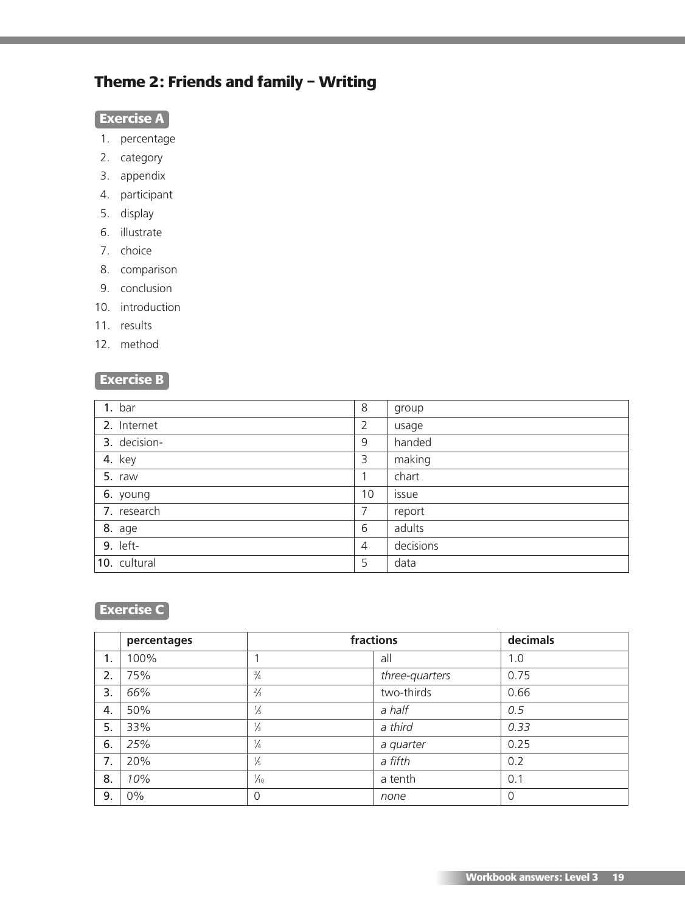## Theme 2: Friends and family – Writing

### Exercise A

1. percentage
2. category
3. appendix
4. participant
5. display
6. illustrate
7. choice
8. comparison
9. conclusion
10. introduction
11. results
12. method

### Exercise B

| | | | |
|---|---|---|---|
| **1.** bar | 8 | group |
| **2.** Internet | 2 | usage |
| **3.** decision- | 9 | handed |
| **4.** key | 3 | making |
| **5.** raw | 1 | chart |
| **6.** young | 10 | issue |
| **7.** research | 7 | report |
| **8.** age | 6 | adults |
| **9.** left- | 4 | decisions |
| **10.** cultural | 5 | data |

### Exercise C

| | percentages | fractions | | decimals |
|---|---|---|---|---|
| **1.** | 100% | 1 | all | 1.0 |
| **2.** | 75% | ¾ | *three-quarters* | 0.75 |
| **3.** | *66%* | ⅔ | two-thirds | 0.66 |
| **4.** | 50% | ½ | *a half* | *0.5* |
| **5.** | 33% | ⅓ | *a third* | *0.33* |
| **6.** | *25%* | ¼ | *a quarter* | 0.25 |
| **7.** | 20% | ⅕ | *a fifth* | 0.2 |
| **8.** | *10%* | ⅒ | a tenth | 0.1 |
| **9.** | 0% | 0 | *none* | 0 |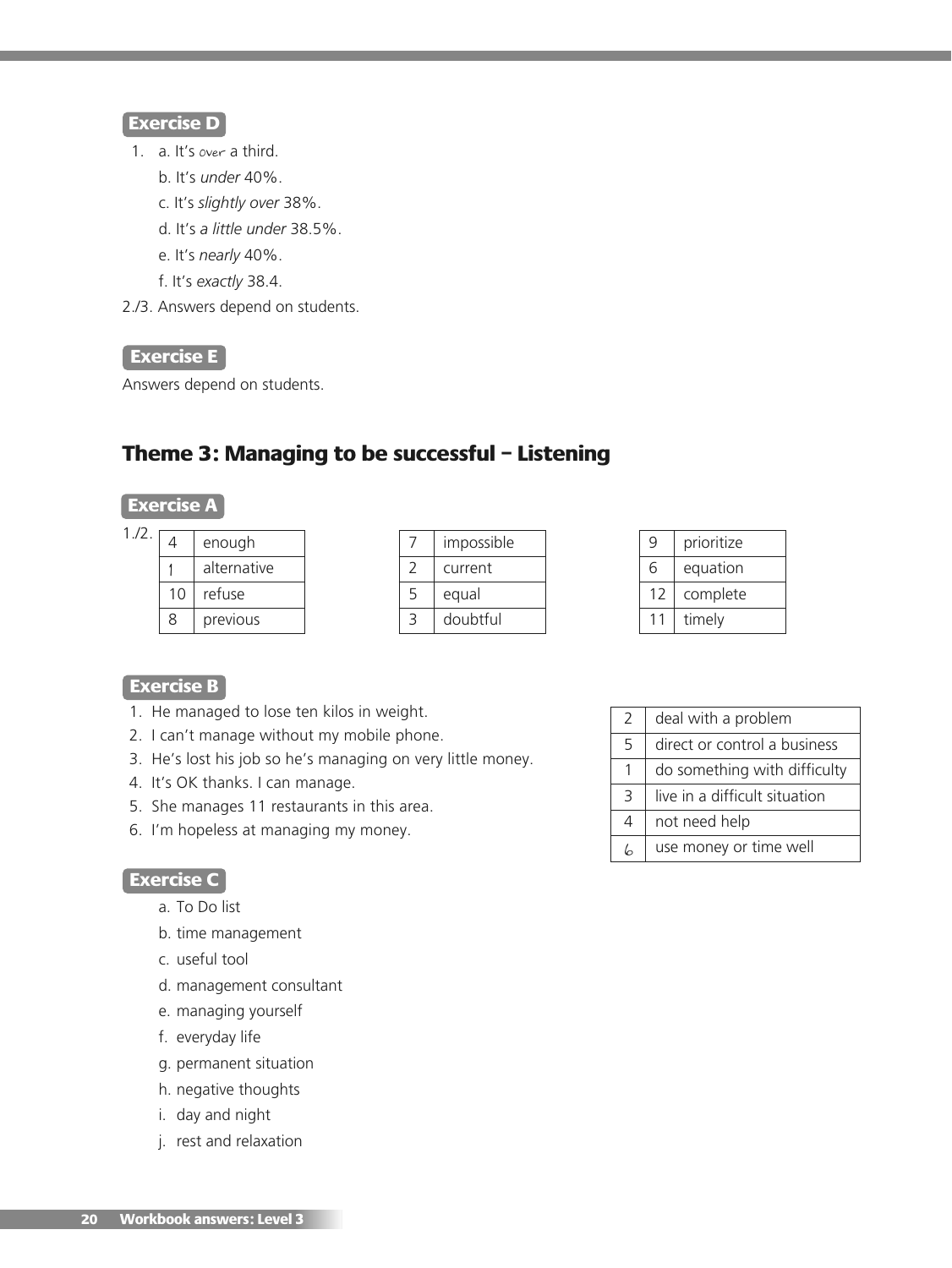### Exercise D

1. a. It's over a third.
   b. It's *under* 40%.
   c. It's *slightly over* 38%.
   d. It's *a little under* 38.5%.
   e. It's *nearly* 40%.
   f. It's *exactly* 38.4.

2./3. Answers depend on students.

### Exercise E

Answers depend on students.

## Theme 3: Managing to be successful – Listening

### Exercise A

1./2.

| | |
|---|---|
| 4 | enough |
| 1 | alternative |
| 10 | refuse |
| 8 | previous |

| | |
|---|---|
| 7 | impossible |
| 2 | current |
| 5 | equal |
| 3 | doubtful |

| | |
|---|---|
| 9 | prioritize |
| 6 | equation |
| 12 | complete |
| 11 | timely |

### Exercise B

1. He managed to lose ten kilos in weight.
2. I can't manage without my mobile phone.
3. He's lost his job so he's managing on very little money.
4. It's OK thanks. I can manage.
5. She manages 11 restaurants in this area.
6. I'm hopeless at managing my money.

| | |
|---|---|
| 2 | deal with a problem |
| 5 | direct or control a business |
| 1 | do something with difficulty |
| 3 | live in a difficult situation |
| 4 | not need help |
| 6 | use money or time well |

### Exercise C

a. To Do list
b. time management
c. useful tool
d. management consultant
e. managing yourself
f. everyday life
g. permanent situation
h. negative thoughts
i. day and night
j. rest and relaxation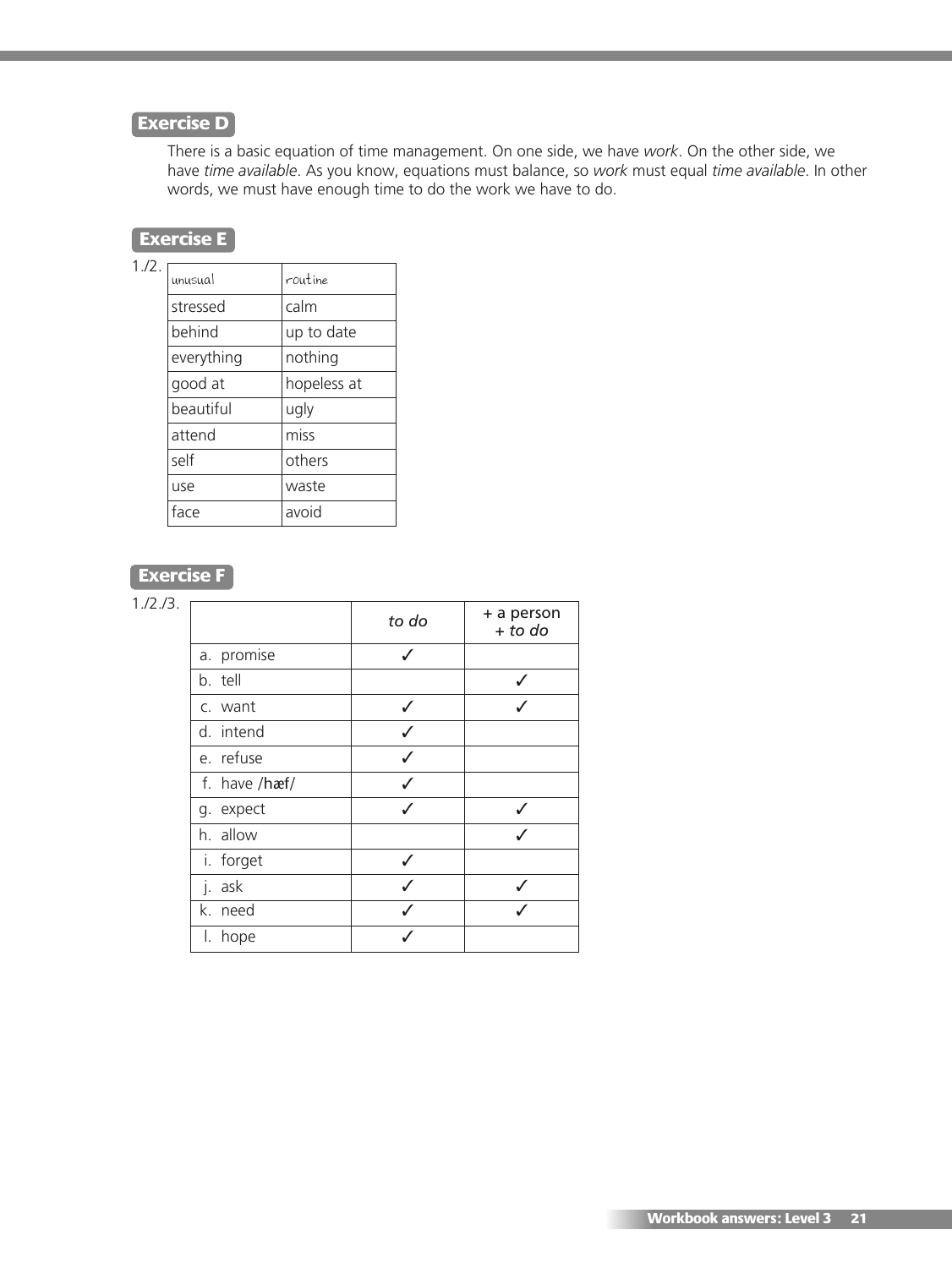## Exercise D

There is a basic equation of time management. On one side, we have *work*. On the other side, we have *time available*. As you know, equations must balance, so *work* must equal *time available*. In other words, we must have enough time to do the work we have to do.

## Exercise E

1./2.

| unusual | routine |
|---|---|
| stressed | calm |
| behind | up to date |
| everything | nothing |
| good at | hopeless at |
| beautiful | ugly |
| attend | miss |
| self | others |
| use | waste |
| face | avoid |

## Exercise F

1./2./3.

| | *to do* | + a person + *to do* |
|---|---|---|
| a. promise | ✓ | |
| b. tell | | ✓ |
| c. want | ✓ | ✓ |
| d. intend | ✓ | |
| e. refuse | ✓ | |
| f. have /hæf/ | ✓ | |
| g. expect | ✓ | ✓ |
| h. allow | | ✓ |
| i. forget | ✓ | |
| j. ask | ✓ | ✓ |
| k. need | ✓ | ✓ |
| l. hope | ✓ | |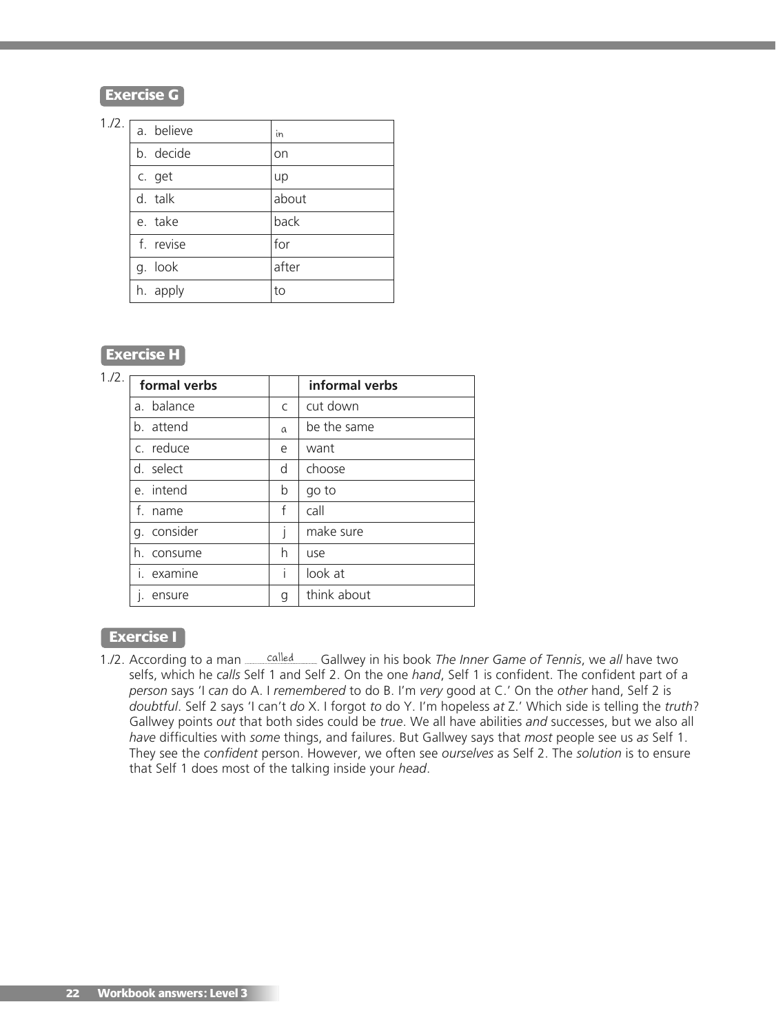## Exercise G

1./2.

| | |
|---|---|
| a. believe | in |
| b. decide | on |
| c. get | up |
| d. talk | about |
| e. take | back |
| f. revise | for |
| g. look | after |
| h. apply | to |

## Exercise H

1./2.

| formal verbs | | informal verbs |
|---|---|---|
| a. balance | c | cut down |
| b. attend | a | be the same |
| c. reduce | e | want |
| d. select | d | choose |
| e. intend | b | go to |
| f. name | f | call |
| g. consider | j | make sure |
| h. consume | h | use |
| i. examine | i | look at |
| j. ensure | g | think about |

## Exercise I

1./2. According to a man called Gallwey in his book *The Inner Game of Tennis*, we *all* have two selfs, which he *calls* Self 1 and Self 2. On the one *hand*, Self 1 is confident. The confident part of a *person* says 'I *can* do A. I *remembered* to do B. I'm *very* good at C.' On the *other* hand, Self 2 is *doubtful*. Self 2 says 'I can't *do* X. I forgot *to* do Y. I'm hopeless *at* Z.' Which side is telling the *truth*? Gallwey points *out* that both sides could be *true*. We all have abilities *and* successes, but we also all *have* difficulties with *some* things, and failures. But Gallwey says that *most* people see us *as* Self 1. They see the *confident* person. However, we often see *ourselves* as Self 2. The *solution* is to ensure that Self 1 does most of the talking inside your *head*.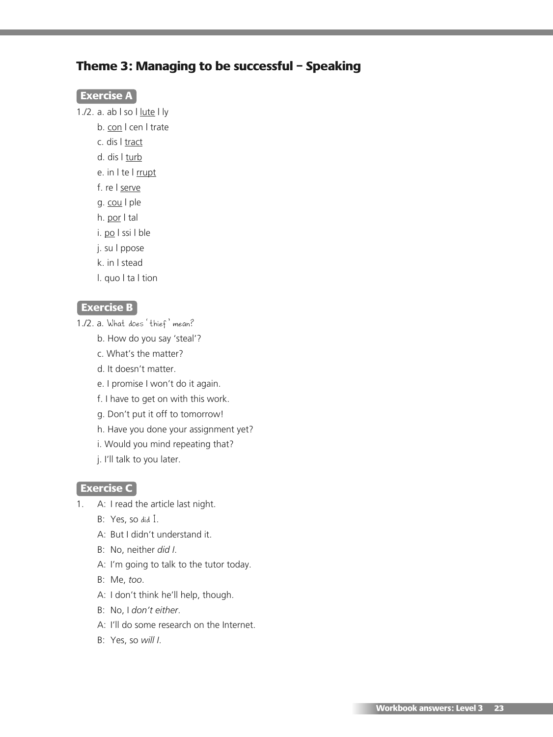## Theme 3: Managing to be successful – Speaking

### Exercise A

1./2. a. ab | so | <u>lute</u> | ly
   b. <u>con</u> | cen | trate
   c. dis | <u>tract</u>
   d. dis | <u>turb</u>
   e. in | te | <u>rrupt</u>
   f. re | <u>serve</u>
   g. <u>cou</u> | ple
   h. <u>por</u> | tal
   i. <u>po</u> | ssi | ble
   j. su | ppose
   k. in | stead
   l. quo | ta | tion

### Exercise B

1./2. a. What does 'thief' mean?
   b. How do you say 'steal'?
   c. What's the matter?
   d. It doesn't matter.
   e. I promise I won't do it again.
   f. I have to get on with this work.
   g. Don't put it off to tomorrow!
   h. Have you done your assignment yet?
   i. Would you mind repeating that?
   j. I'll talk to you later.

### Exercise C

1. A: I read the article last night.
   B: Yes, so did I.
   A: But I didn't understand it.
   B: No, neither *did I*.
   A: I'm going to talk to the tutor today.
   B: Me, *too*.
   A: I don't think he'll help, though.
   B: No, I *don't either*.
   A: I'll do some research on the Internet.
   B: Yes, so *will I*.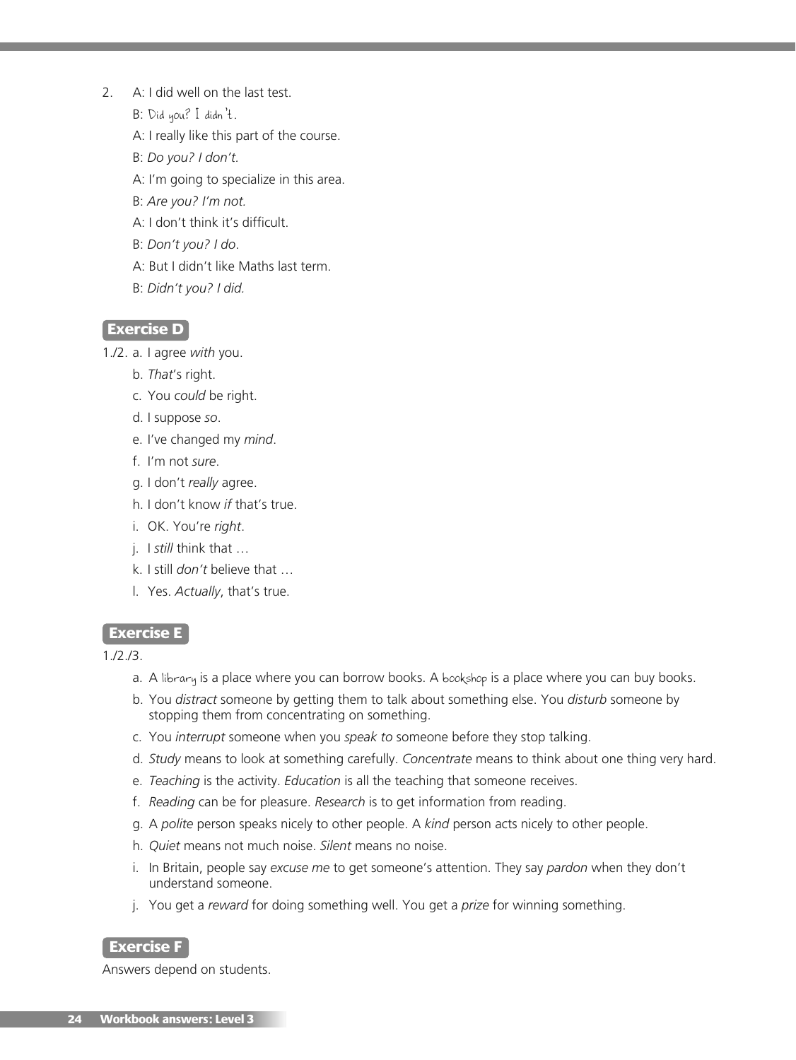2. A: I did well on the last test.

   B: Did you? I didn't.

   A: I really like this part of the course.

   B: *Do you? I don't.*

   A: I'm going to specialize in this area.

   B: *Are you? I'm not.*

   A: I don't think it's difficult.

   B: *Don't you? I do*.

   A: But I didn't like Maths last term.

   B: *Didn't you? I did.*

## Exercise D

1./2. a. I agree *with* you.

b. *That*'s right.

c. You *could* be right.

d. I suppose *so*.

e. I've changed my *mind*.

f. I'm not *sure*.

g. I don't *really* agree.

h. I don't know *if* that's true.

i. OK. You're *right*.

j. I *still* think that …

k. I still *don't* believe that …

l. Yes. *Actually*, that's true.

## Exercise E

1./2./3.

a. A library is a place where you can borrow books. A bookshop is a place where you can buy books.

b. You *distract* someone by getting them to talk about something else. You *disturb* someone by stopping them from concentrating on something.

c. You *interrupt* someone when you *speak to* someone before they stop talking.

d. *Study* means to look at something carefully. *Concentrate* means to think about one thing very hard.

e. *Teaching* is the activity. *Education* is all the teaching that someone receives.

f. *Reading* can be for pleasure. *Research* is to get information from reading.

g. A *polite* person speaks nicely to other people. A *kind* person acts nicely to other people.

h. *Quiet* means not much noise. *Silent* means no noise.

i. In Britain, people say *excuse me* to get someone's attention. They say *pardon* when they don't understand someone.

j. You get a *reward* for doing something well. You get a *prize* for winning something.

## Exercise F

Answers depend on students.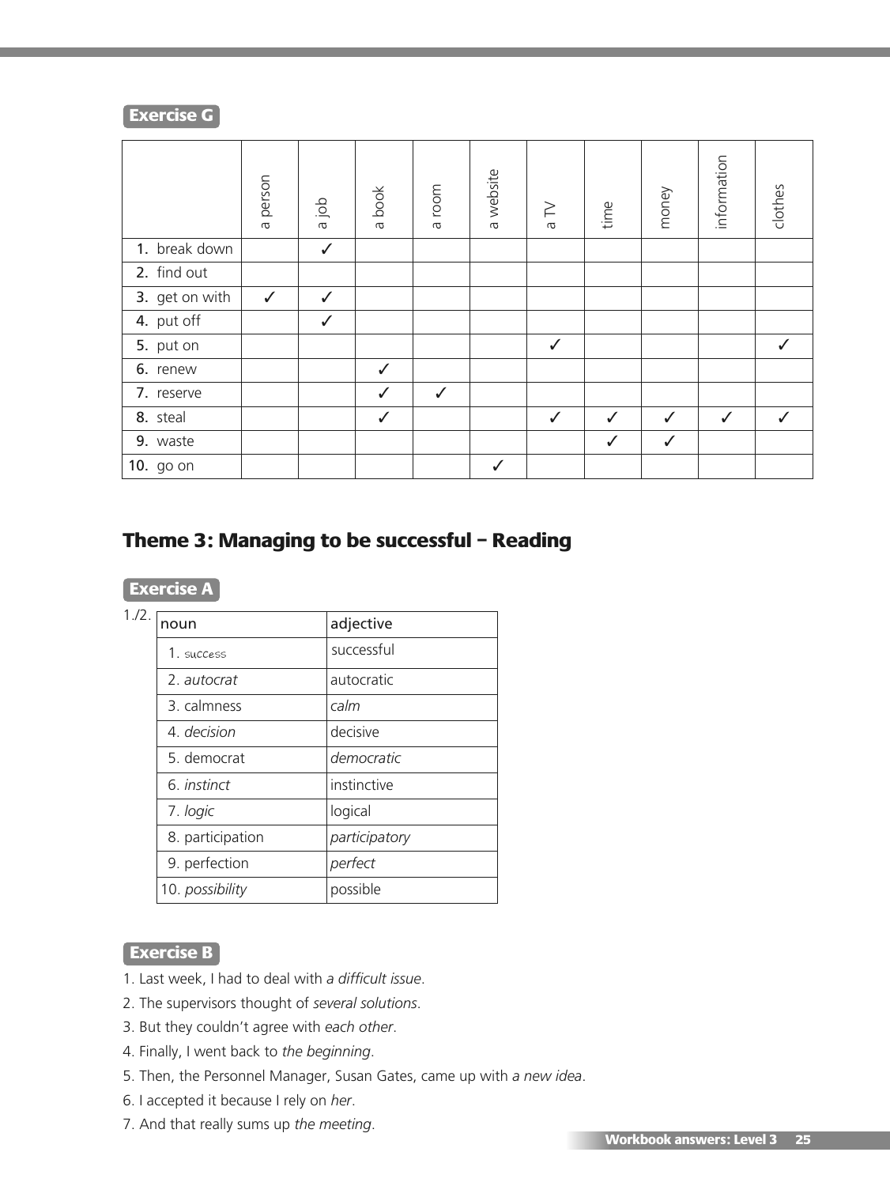**Exercise G**

| | a person | a job | a book | a room | a website | a TV | time | money | information | clothes |
|---|---|---|---|---|---|---|---|---|---|---|
| **1.** break down | | ✓ | | | | | | | | |
| **2.** find out | | | | | | | | | | |
| **3.** get on with | ✓ | ✓ | | | | | | | | |
| **4.** put off | | ✓ | | | | | | | | |
| **5.** put on | | | | | | ✓ | | | | ✓ |
| **6.** renew | | | ✓ | | | | | | | |
| **7.** reserve | | | ✓ | ✓ | | | | | | |
| **8.** steal | | | ✓ | | | ✓ | ✓ | ✓ | ✓ | ✓ |
| **9.** waste | | | | | | | ✓ | ✓ | | |
| **10.** go on | | | | | ✓ | | | | | |

## Theme 3: Managing to be successful – Reading

**Exercise A**

1./2.

| noun | adjective |
|---|---|
| 1. success | successful |
| 2. *autocrat* | autocratic |
| 3. calmness | *calm* |
| 4. *decision* | decisive |
| 5. democrat | *democratic* |
| 6. *instinct* | instinctive |
| 7. *logic* | logical |
| 8. participation | *participatory* |
| 9. perfection | *perfect* |
| 10. *possibility* | possible |

**Exercise B**

1. Last week, I had to deal with *a difficult issue*.
2. The supervisors thought of *several solutions*.
3. But they couldn't agree with *each other*.
4. Finally, I went back to *the beginning*.
5. Then, the Personnel Manager, Susan Gates, came up with *a new idea*.
6. I accepted it because I rely on *her*.
7. And that really sums up *the meeting*.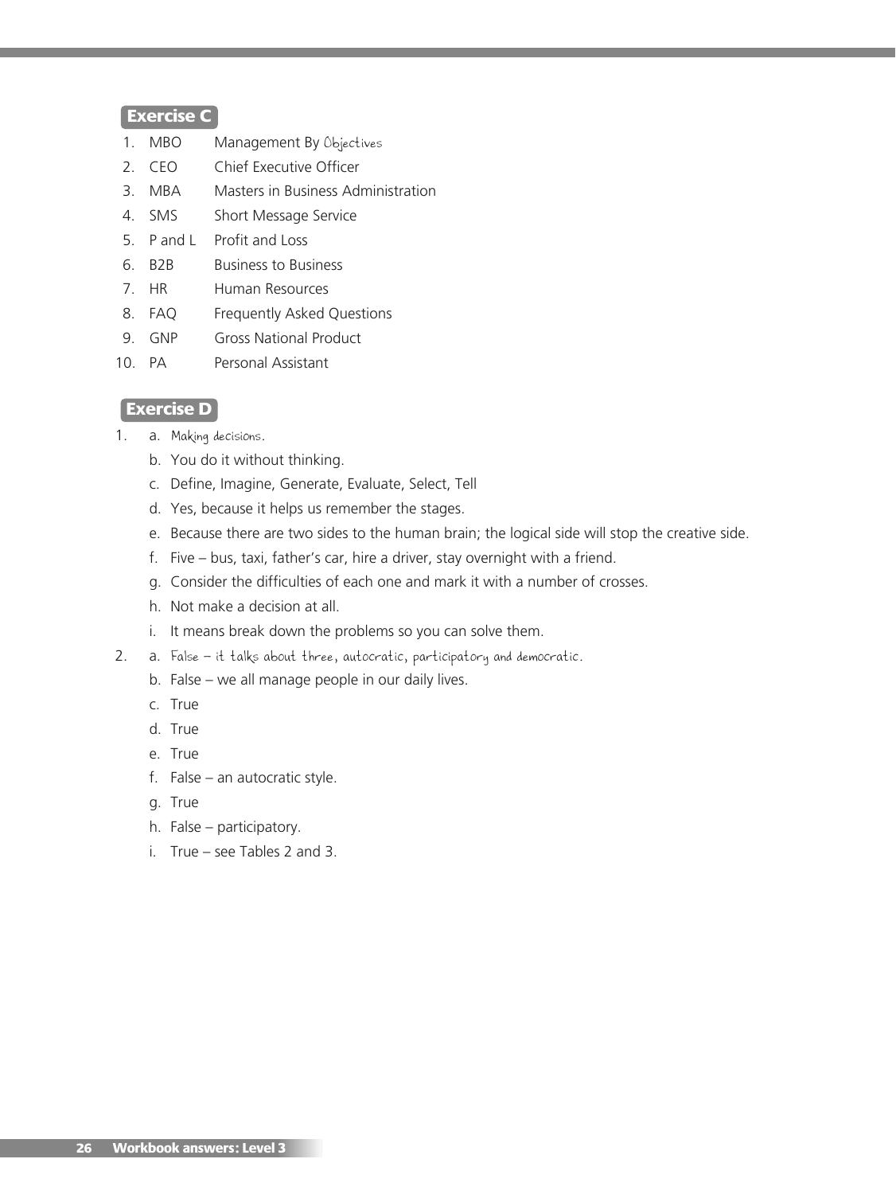## Exercise C

1. MBO Management By Objectives
2. CEO Chief Executive Officer
3. MBA Masters in Business Administration
4. SMS Short Message Service
5. P and L Profit and Loss
6. B2B Business to Business
7. HR Human Resources
8. FAQ Frequently Asked Questions
9. GNP Gross National Product
10. PA Personal Assistant

## Exercise D

1. a. Making decisions.
   b. You do it without thinking.
   c. Define, Imagine, Generate, Evaluate, Select, Tell
   d. Yes, because it helps us remember the stages.
   e. Because there are two sides to the human brain; the logical side will stop the creative side.
   f. Five – bus, taxi, father's car, hire a driver, stay overnight with a friend.
   g. Consider the difficulties of each one and mark it with a number of crosses.
   h. Not make a decision at all.
   i. It means break down the problems so you can solve them.
2. a. False – it talks about three, autocratic, participatory and democratic.
   b. False – we all manage people in our daily lives.
   c. True
   d. True
   e. True
   f. False – an autocratic style.
   g. True
   h. False – participatory.
   i. True – see Tables 2 and 3.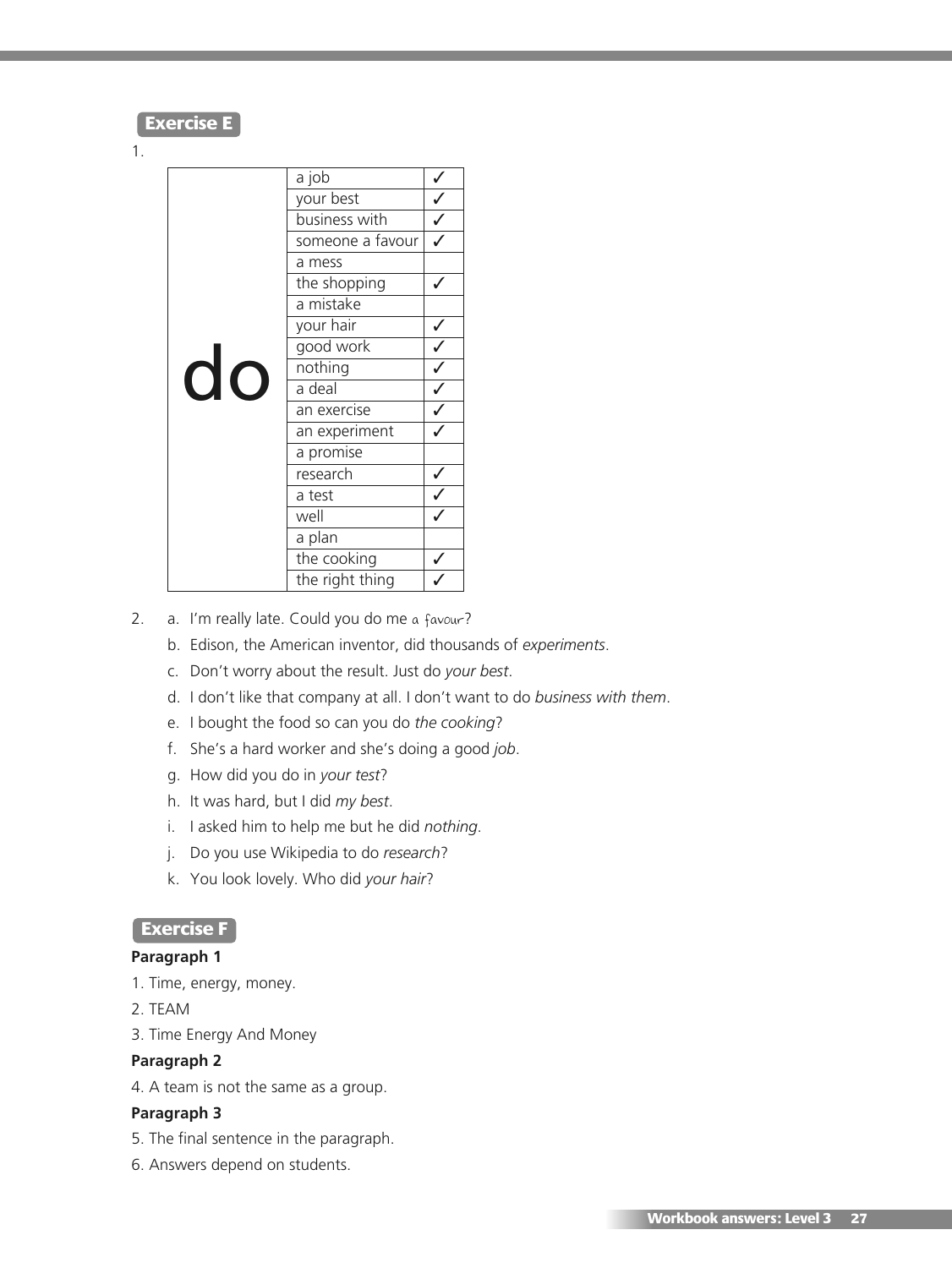## Exercise E

1.

| | | |
|---|---|---|
| do | a job | ✓ |
| | your best | ✓ |
| | business with | ✓ |
| | someone a favour | ✓ |
| | a mess | |
| | the shopping | ✓ |
| | a mistake | |
| | your hair | ✓ |
| | good work | ✓ |
| | nothing | ✓ |
| | a deal | ✓ |
| | an exercise | ✓ |
| | an experiment | ✓ |
| | a promise | |
| | research | ✓ |
| | a test | ✓ |
| | well | ✓ |
| | a plan | |
| | the cooking | ✓ |
| | the right thing | ✓ |

2. a. I'm really late. Could you do me a favour?
   b. Edison, the American inventor, did thousands of *experiments*.
   c. Don't worry about the result. Just do *your best*.
   d. I don't like that company at all. I don't want to do *business with them*.
   e. I bought the food so can you do *the cooking*?
   f. She's a hard worker and she's doing a good *job*.
   g. How did you do in *your test*?
   h. It was hard, but I did *my best*.
   i. I asked him to help me but he did *nothing*.
   j. Do you use Wikipedia to do *research*?
   k. You look lovely. Who did *your hair*?

## Exercise F

**Paragraph 1**

1. Time, energy, money.
2. TEAM
3. Time Energy And Money

**Paragraph 2**

4. A team is not the same as a group.

**Paragraph 3**

5. The final sentence in the paragraph.
6. Answers depend on students.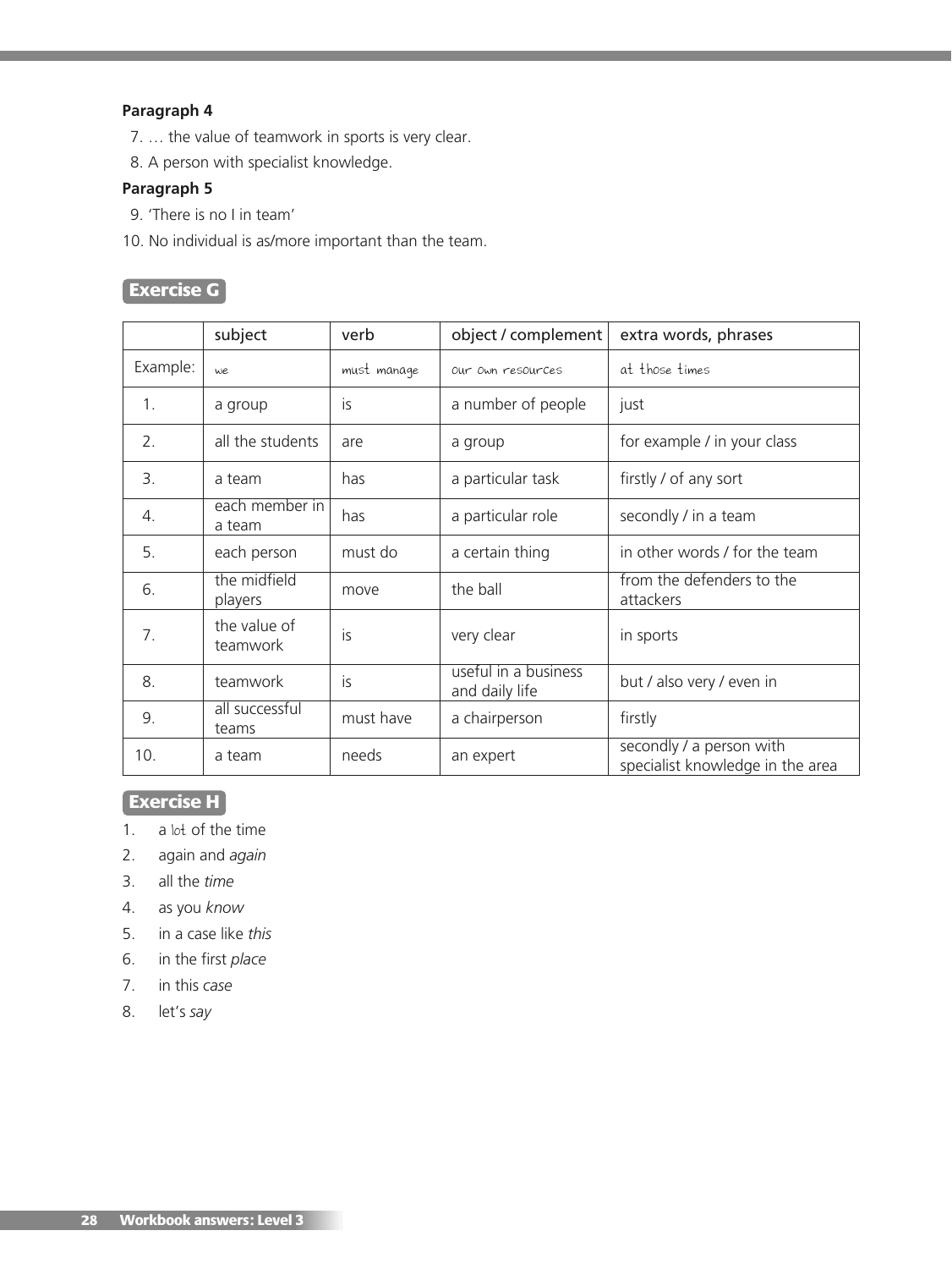**Paragraph 4**

7. … the value of teamwork in sports is very clear.
8. A person with specialist knowledge.

**Paragraph 5**

9. 'There is no I in team'
10. No individual is as/more important than the team.

## Exercise G

| | subject | verb | object / complement | extra words, phrases |
|---|---|---|---|---|
| Example: | we | must manage | our own resources | at those times |
| 1. | a group | is | a number of people | just |
| 2. | all the students | are | a group | for example / in your class |
| 3. | a team | has | a particular task | firstly / of any sort |
| 4. | each member in a team | has | a particular role | secondly / in a team |
| 5. | each person | must do | a certain thing | in other words / for the team |
| 6. | the midfield players | move | the ball | from the defenders to the attackers |
| 7. | the value of teamwork | is | very clear | in sports |
| 8. | teamwork | is | useful in a business and daily life | but / also very / even in |
| 9. | all successful teams | must have | a chairperson | firstly |
| 10. | a team | needs | an expert | secondly / a person with specialist knowledge in the area |

## Exercise H

1. a lot of the time
2. again and *again*
3. all the *time*
4. as you *know*
5. in a case like *this*
6. in the first *place*
7. in this *case*
8. let's *say*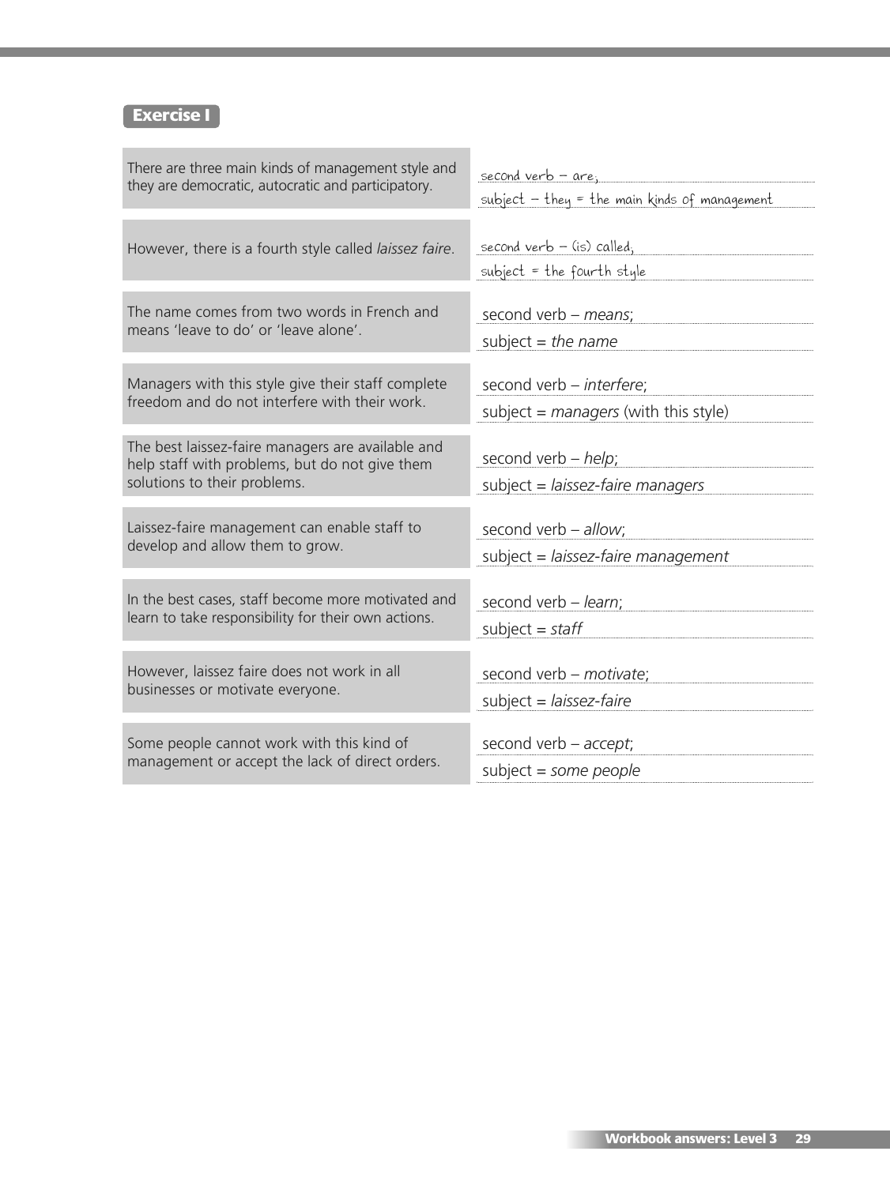## Exercise I

| | |
|---|---|
| There are three main kinds of management style and they are democratic, autocratic and participatory. | second verb – are, <br> subject – they = the main kinds of management |
| However, there is a fourth style called *laissez faire*. | second verb – (is) called, <br> subject = the fourth style |
| The name comes from two words in French and means 'leave to do' or 'leave alone'. | second verb – *means*; <br> subject = *the name* |
| Managers with this style give their staff complete freedom and do not interfere with their work. | second verb – *interfere*; <br> subject = *managers* (with this style) |
| The best laissez-faire managers are available and help staff with problems, but do not give them solutions to their problems. | second verb – *help*; <br> subject = *laissez-faire managers* |
| Laissez-faire management can enable staff to develop and allow them to grow. | second verb – *allow*; <br> subject = *laissez-faire management* |
| In the best cases, staff become more motivated and learn to take responsibility for their own actions. | second verb – *learn*; <br> subject = *staff* |
| However, laissez faire does not work in all businesses or motivate everyone. | second verb – *motivate*; <br> subject = *laissez-faire* |
| Some people cannot work with this kind of management or accept the lack of direct orders. | second verb – *accept*; <br> subject = *some people* |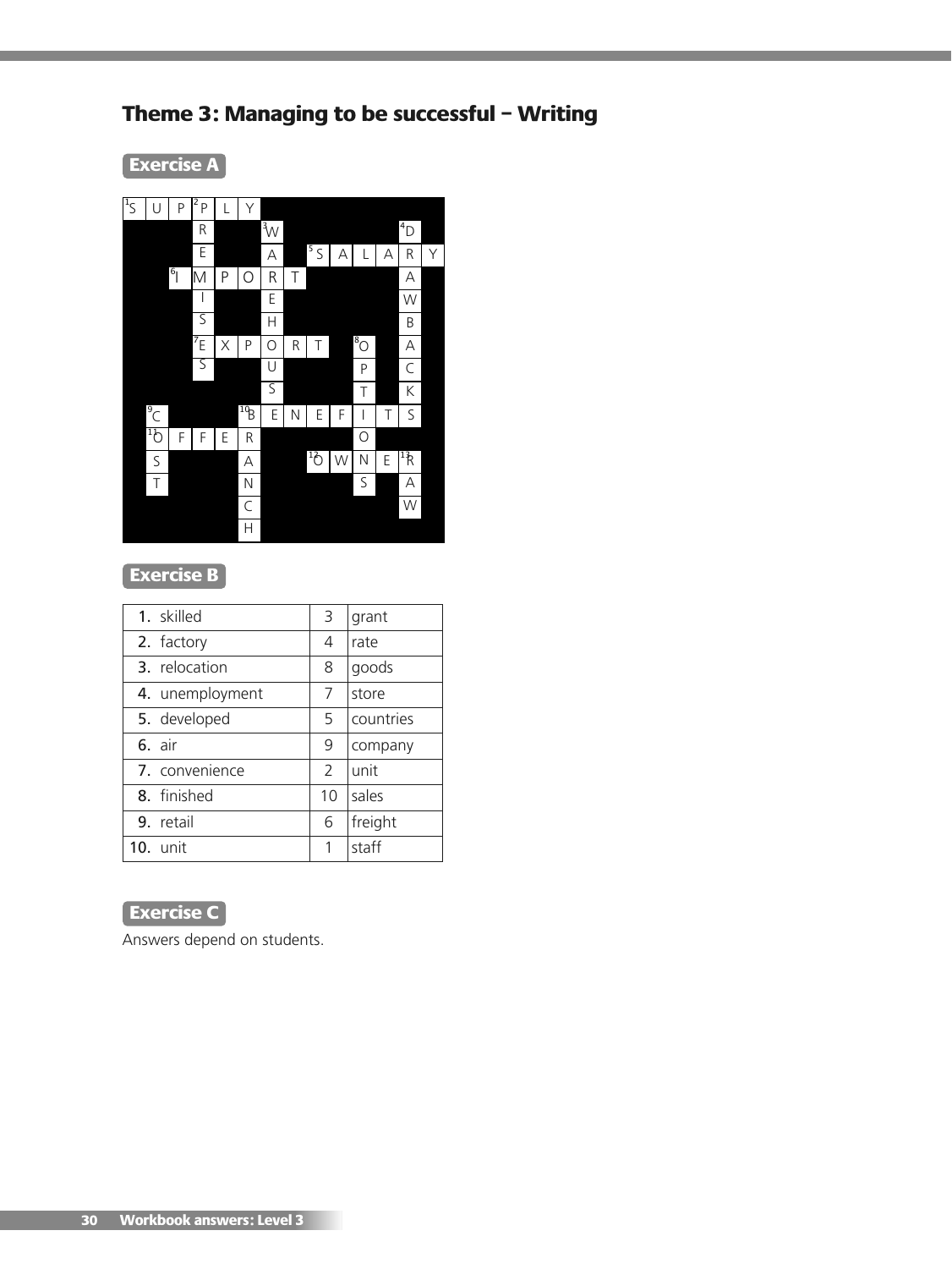# Theme 3: Managing to be successful – Writing

## Exercise A

| | | | | | | | | | | | | | |
|---|---|---|---|---|---|---|---|---|---|---|---|---|---|
| 1 S | U | P | 2 P | L | Y | | | | | | | | |
| | | | R | | | 3 W | | | | | | 4 D | |
| | | | E | | | A | | 5 S | A | L | A | R | Y |
| | | 6 I | M | P | O | R | T | | | | | A | |
| | | | I | | | E | | | | | | W | |
| | | | S | | | H | | | | | | B | |
| | | | 7 E | X | P | O | R | T | | 8 O | | A | |
| | | | S | | | U | | | | P | | C | |
| | | | | | | S | | | | T | | K | |
| | 9 C | | | | 10 B | E | N | E | F | I | T | S | |
| | 11 O | F | F | E | R | | | | | O | | | |
| | S | | | | A | | | 12 O | W | N | E | 13 R | |
| | T | | | | N | | | | | S | | A | |
| | | | | | C | | | | | | | W | |
| | | | | | H | | | | | | | | |

## Exercise B

| | | |
|---|---|---|
| 1. skilled | 3 | grant |
| 2. factory | 4 | rate |
| 3. relocation | 8 | goods |
| 4. unemployment | 7 | store |
| 5. developed | 5 | countries |
| 6. air | 9 | company |
| 7. convenience | 2 | unit |
| 8. finished | 10 | sales |
| 9. retail | 6 | freight |
| 10. unit | 1 | staff |

## Exercise C

Answers depend on students.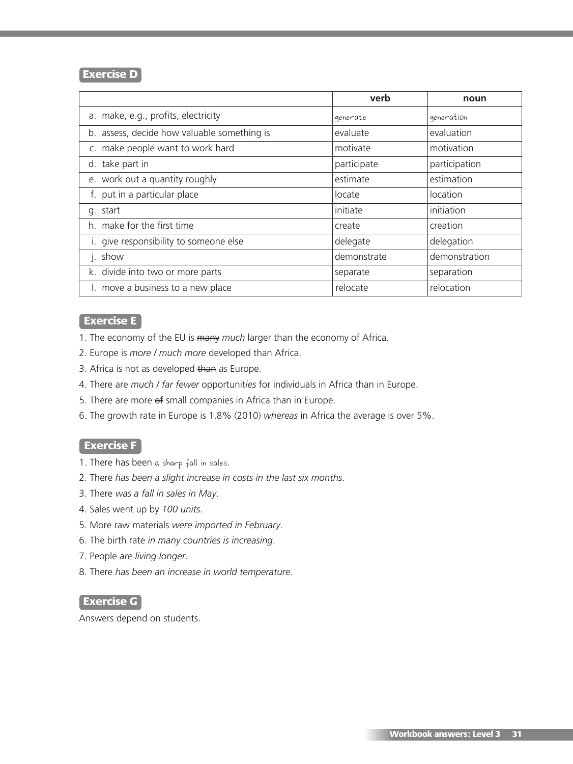## Exercise D

| | verb | noun |
|---|---|---|
| a. make, e.g., profits, electricity | generate | generation |
| b. assess, decide how valuable something is | evaluate | evaluation |
| c. make people want to work hard | motivate | motivation |
| d. take part in | participate | participation |
| e. work out a quantity roughly | estimate | estimation |
| f. put in a particular place | locate | location |
| g. start | initiate | initiation |
| h. make for the first time | create | creation |
| i. give responsibility to someone else | delegate | delegation |
| j. show | demonstrate | demonstration |
| k. divide into two or more parts | separate | separation |
| l. move a business to a new place | relocate | relocation |

## Exercise E

1. The economy of the EU is ~~many~~ *much* larger than the economy of Africa.
2. Europe is *more* / *much more* developed than Africa.
3. Africa is not as developed ~~than~~ *as* Europe.
4. There are *much* / *far fewer* opportunit*ies* for individuals in Africa than in Europe.
5. There are more ~~of~~ small companies in Africa than in Europe.
6. The growth rate in Europe is 1.8% (2010) *whereas* in Africa the average is over 5%.

## Exercise F

1. There has been a sharp fall in sales.
2. There *has been a slight increase in costs in the last six months*.
3. There *was a fall in sales in May*.
4. Sales went up by *100 units*.
5. More raw materials *were imported in February*.
6. The birth rate *in many countries is increasing*.
7. People *are living longer*.
8. There *has been an increase in world temperature*.

## Exercise G

Answers depend on students.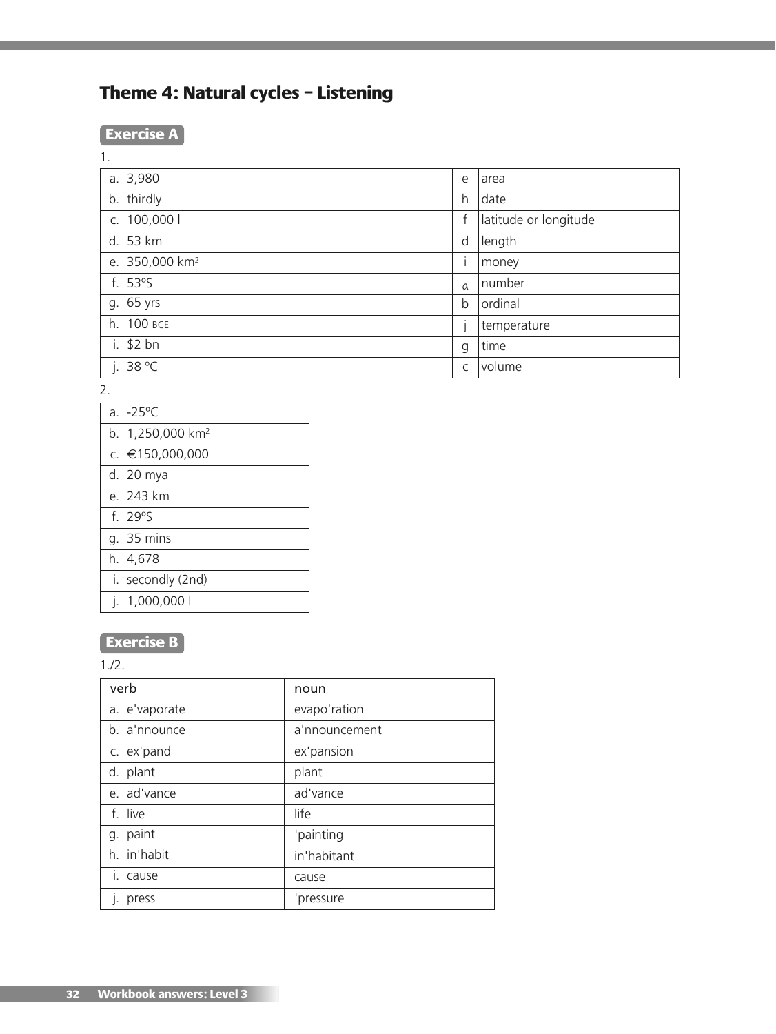# Theme 4: Natural cycles – Listening

## Exercise A

1.

| | | |
|---|---|---|
| a. 3,980 | e | area |
| b. thirdly | h | date |
| c. 100,000 l | f | latitude or longitude |
| d. 53 km | d | length |
| e. 350,000 km² | i | money |
| f. 53ºS | a | number |
| g. 65 yrs | b | ordinal |
| h. 100 BCE | j | temperature |
| i. $2 bn | g | time |
| j. 38 ºC | c | volume |

2.

| |
|---|
| a. -25ºC |
| b. 1,250,000 km² |
| c. €150,000,000 |
| d. 20 mya |
| e. 243 km |
| f. 29ºS |
| g. 35 mins |
| h. 4,678 |
| i. secondly (2nd) |
| j. 1,000,000 l |

## Exercise B

1./2.

| verb | noun |
|---|---|
| a. e'vaporate | evapo'ration |
| b. a'nnounce | a'nnouncement |
| c. ex'pand | ex'pansion |
| d. plant | plant |
| e. ad'vance | ad'vance |
| f. live | life |
| g. paint | 'painting |
| h. in'habit | in'habitant |
| i. cause | cause |
| j. press | 'pressure |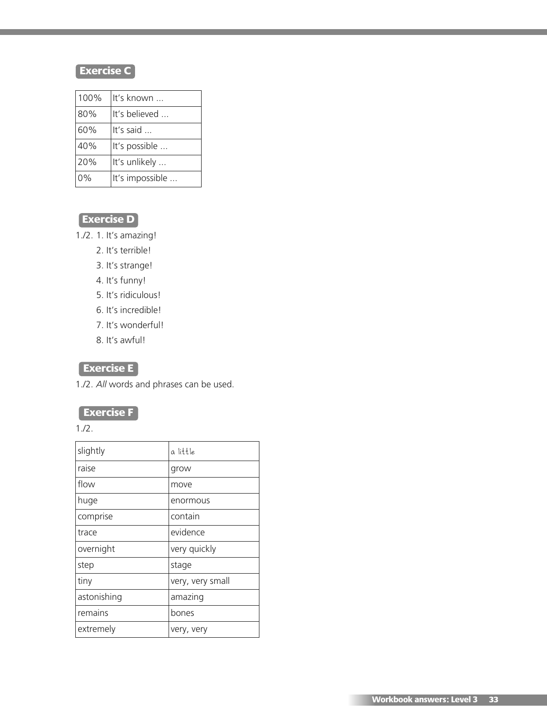## Exercise C

| 100% | It's known ... |
|---|---|
| 80% | It's believed ... |
| 60% | It's said ... |
| 40% | It's possible ... |
| 20% | It's unlikely ... |
| 0% | It's impossible ... |

## Exercise D

1./2. 1. It's amazing!
2. It's terrible!
3. It's strange!
4. It's funny!
5. It's ridiculous!
6. It's incredible!
7. It's wonderful!
8. It's awful!

## Exercise E

1./2. *All* words and phrases can be used.

## Exercise F

1./2.

| slightly | a little |
|---|---|
| raise | grow |
| flow | move |
| huge | enormous |
| comprise | contain |
| trace | evidence |
| overnight | very quickly |
| step | stage |
| tiny | very, very small |
| astonishing | amazing |
| remains | bones |
| extremely | very, very |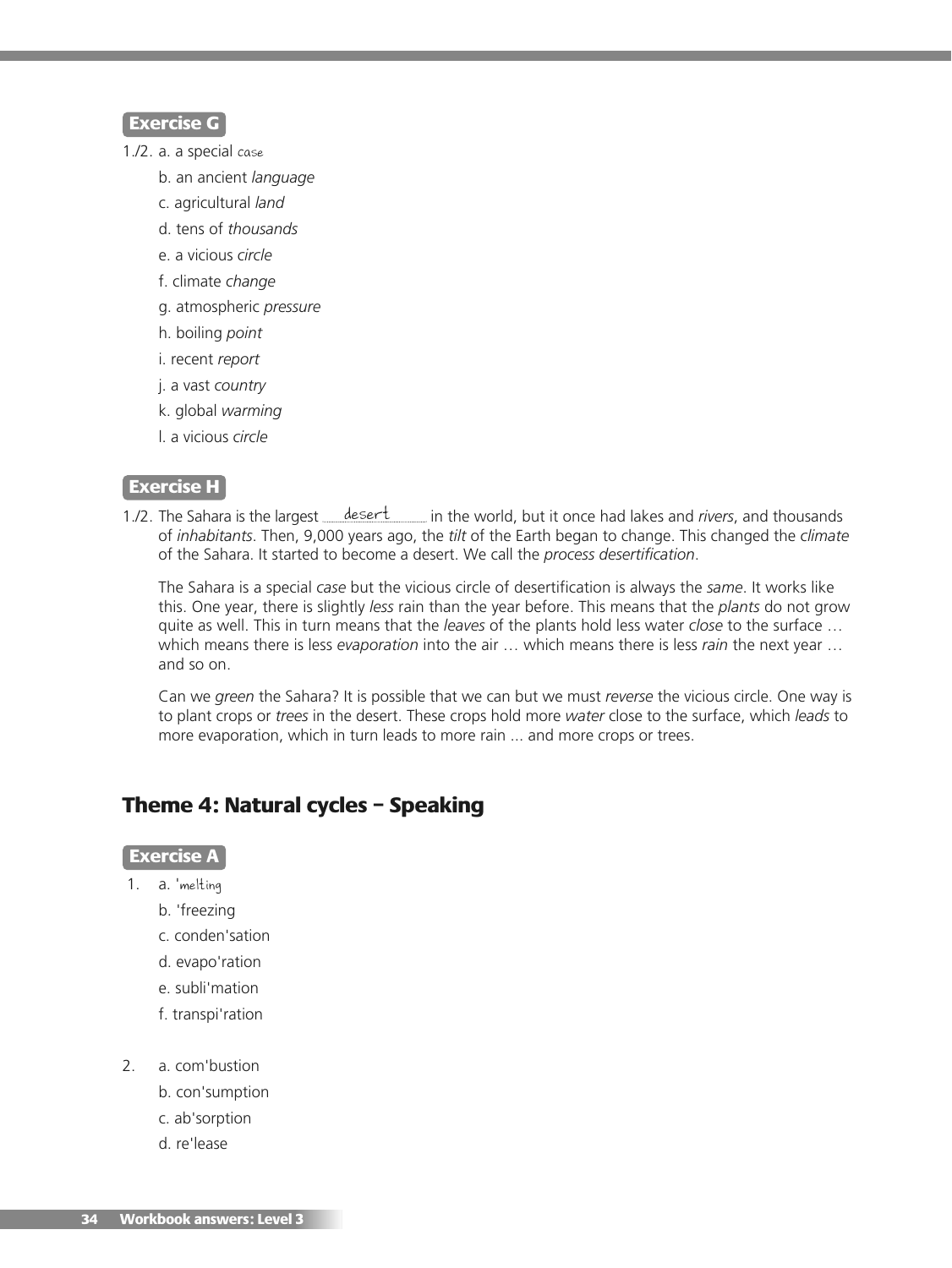### Exercise G

1./2. a. a special case
   b. an ancient *language*
   c. agricultural *land*
   d. tens of *thousands*
   e. a vicious *circle*
   f. climate *change*
   g. atmospheric *pressure*
   h. boiling *point*
   i. recent *report*
   j. a vast *country*
   k. global *warming*
   l. a vicious *circle*

### Exercise H

1./2. The Sahara is the largest desert in the world, but it once had lakes and *rivers*, and thousands of *inhabitants*. Then, 9,000 years ago, the *tilt* of the Earth began to change. This changed the *climate* of the Sahara. It started to become a desert. We call the *process desertification*.

The Sahara is a special *case* but the vicious circle of desertification is always the *same*. It works like this. One year, there is slightly *less* rain than the year before. This means that the *plants* do not grow quite as well. This in turn means that the *leaves* of the plants hold less water *close* to the surface … which means there is less *evaporation* into the air … which means there is less *rain* the next year … and so on.

Can we *green* the Sahara? It is possible that we can but we must *reverse* the vicious circle. One way is to plant crops or *trees* in the desert. These crops hold more *water* close to the surface, which *leads* to more evaporation, which in turn leads to more rain ... and more crops or trees.

## Theme 4: Natural cycles – Speaking

### Exercise A

1. a. 'melting
   b. 'freezing
   c. conden'sation
   d. evapo'ration
   e. subli'mation
   f. transpi'ration

2. a. com'bustion
   b. con'sumption
   c. ab'sorption
   d. re'lease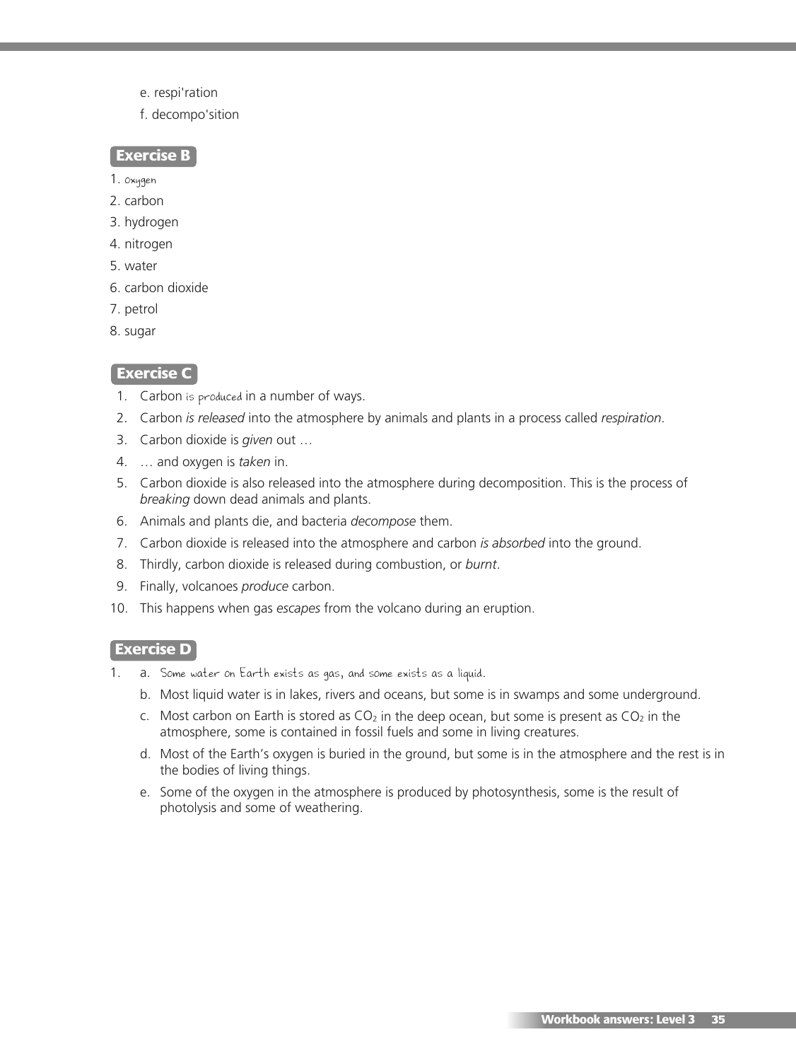e. respi'ration

f. decompo'sition

## Exercise B

1. oxygen
2. carbon
3. hydrogen
4. nitrogen
5. water
6. carbon dioxide
7. petrol
8. sugar

## Exercise C

1. Carbon is produced in a number of ways.
2. Carbon *is released* into the atmosphere by animals and plants in a process called *respiration*.
3. Carbon dioxide is *given* out …
4. … and oxygen is *taken* in.
5. Carbon dioxide is also released into the atmosphere during decomposition. This is the process of *breaking* down dead animals and plants.
6. Animals and plants die, and bacteria *decompose* them.
7. Carbon dioxide is released into the atmosphere and carbon *is absorbed* into the ground.
8. Thirdly, carbon dioxide is released during combustion, or *burnt*.
9. Finally, volcanoes *produce* carbon.
10. This happens when gas *escapes* from the volcano during an eruption.

## Exercise D

1. a. Some water on Earth exists as gas, and some exists as a liquid.

   b. Most liquid water is in lakes, rivers and oceans, but some is in swamps and some underground.

   c. Most carbon on Earth is stored as $CO_2$ in the deep ocean, but some is present as $CO_2$ in the atmosphere, some is contained in fossil fuels and some in living creatures.

   d. Most of the Earth's oxygen is buried in the ground, but some is in the atmosphere and the rest is in the bodies of living things.

   e. Some of the oxygen in the atmosphere is produced by photosynthesis, some is the result of photolysis and some of weathering.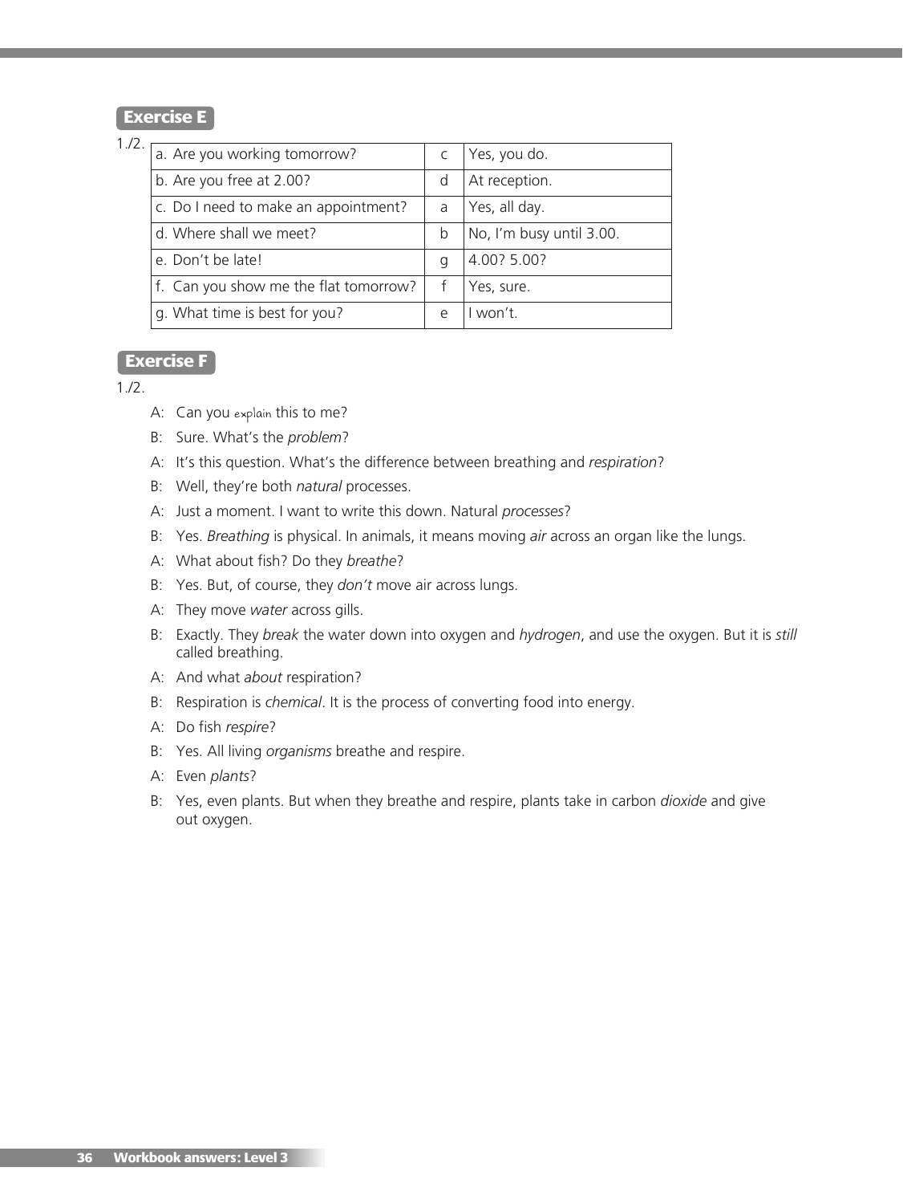## Exercise E

1./2.

| | | |
|---|---|---|
| a. Are you working tomorrow? | c | Yes, you do. |
| b. Are you free at 2.00? | d | At reception. |
| c. Do I need to make an appointment? | a | Yes, all day. |
| d. Where shall we meet? | b | No, I'm busy until 3.00. |
| e. Don't be late! | g | 4.00? 5.00? |
| f. Can you show me the flat tomorrow? | f | Yes, sure. |
| g. What time is best for you? | e | I won't. |

## Exercise F

1./2.

A: Can you explain this to me?

B: Sure. What's the *problem*?

A: It's this question. What's the difference between breathing and *respiration*?

B: Well, they're both *natural* processes.

A: Just a moment. I want to write this down. Natural *processes*?

B: Yes. *Breathing* is physical. In animals, it means moving *air* across an organ like the lungs.

A: What about fish? Do they *breathe*?

B: Yes. But, of course, they *don't* move air across lungs.

A: They move *water* across gills.

B: Exactly. They *break* the water down into oxygen and *hydrogen*, and use the oxygen. But it is *still* called breathing.

A: And what *about* respiration?

B: Respiration is *chemical*. It is the process of converting food into energy.

A: Do fish *respire*?

B: Yes. All living *organisms* breathe and respire.

A: Even *plants*?

B: Yes, even plants. But when they breathe and respire, plants take in carbon *dioxide* and give out oxygen.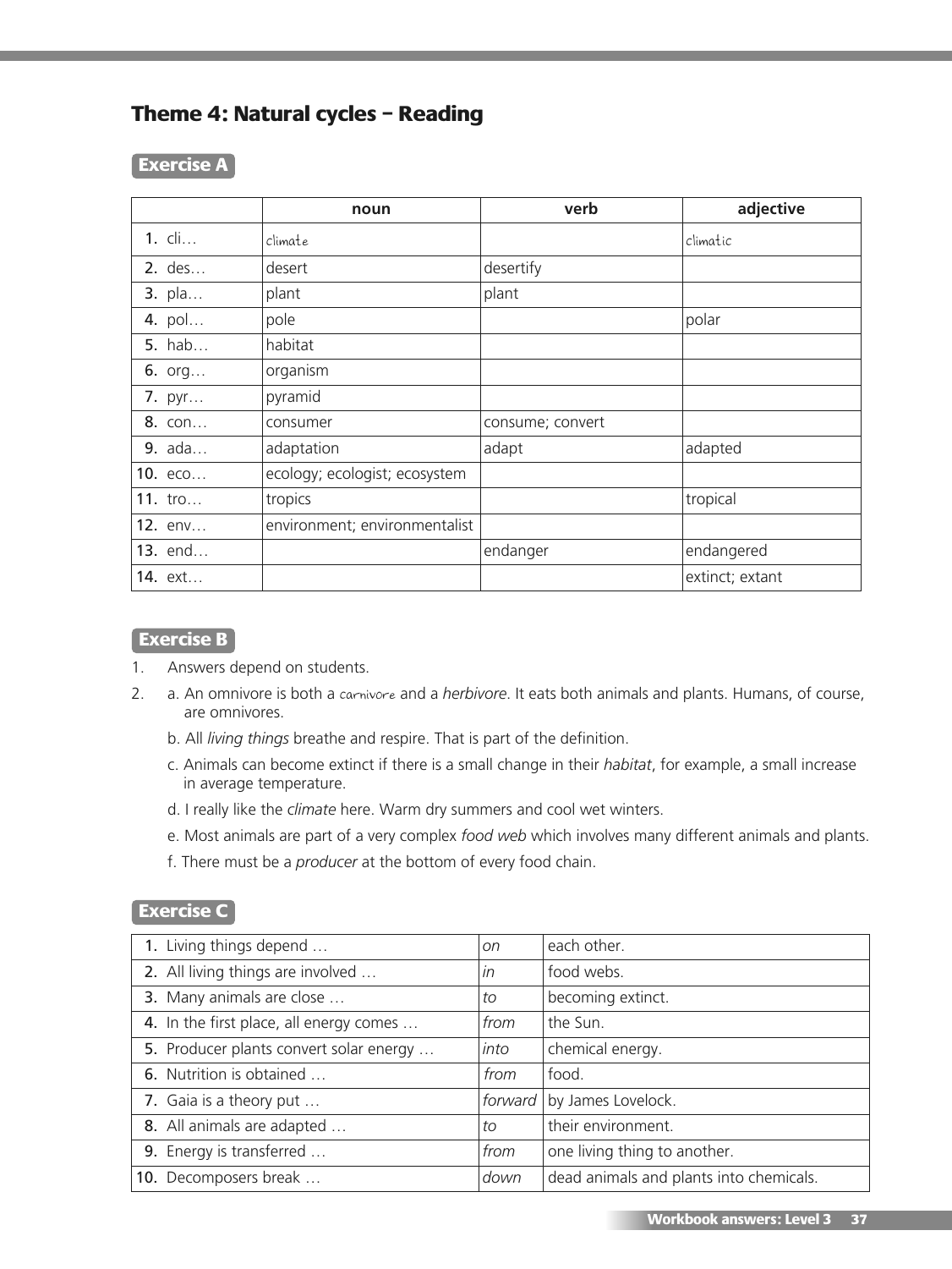## Theme 4: Natural cycles – Reading

### Exercise A

| | noun | verb | adjective |
|---|---|---|---|
| **1.** cli… | climate | | climatic |
| **2.** des… | desert | desertify | |
| **3.** pla… | plant | plant | |
| **4.** pol… | pole | | polar |
| **5.** hab… | habitat | | |
| **6.** org… | organism | | |
| **7.** pyr… | pyramid | | |
| **8.** con… | consumer | consume; convert | |
| **9.** ada… | adaptation | adapt | adapted |
| **10.** eco… | ecology; ecologist; ecosystem | | |
| **11.** tro… | tropics | | tropical |
| **12.** env… | environment; environmentalist | | |
| **13.** end… | | endanger | endangered |
| **14.** ext… | | | extinct; extant |

### Exercise B

1. Answers depend on students.
2. a. An omnivore is both a carnivore and a *herbivore*. It eats both animals and plants. Humans, of course, are omnivores.

   b. All *living things* breathe and respire. That is part of the definition.

   c. Animals can become extinct if there is a small change in their *habitat*, for example, a small increase in average temperature.

   d. I really like the *climate* here. Warm dry summers and cool wet winters.

   e. Most animals are part of a very complex *food web* which involves many different animals and plants.

   f. There must be a *producer* at the bottom of every food chain.

### Exercise C

| | | |
|---|---|---|
| **1.** Living things depend … | *on* | each other. |
| **2.** All living things are involved … | *in* | food webs. |
| **3.** Many animals are close … | *to* | becoming extinct. |
| **4.** In the first place, all energy comes … | *from* | the Sun. |
| **5.** Producer plants convert solar energy … | *into* | chemical energy. |
| **6.** Nutrition is obtained … | *from* | food. |
| **7.** Gaia is a theory put … | *forward* | by James Lovelock. |
| **8.** All animals are adapted … | *to* | their environment. |
| **9.** Energy is transferred … | *from* | one living thing to another. |
| **10.** Decomposers break … | *down* | dead animals and plants into chemicals. |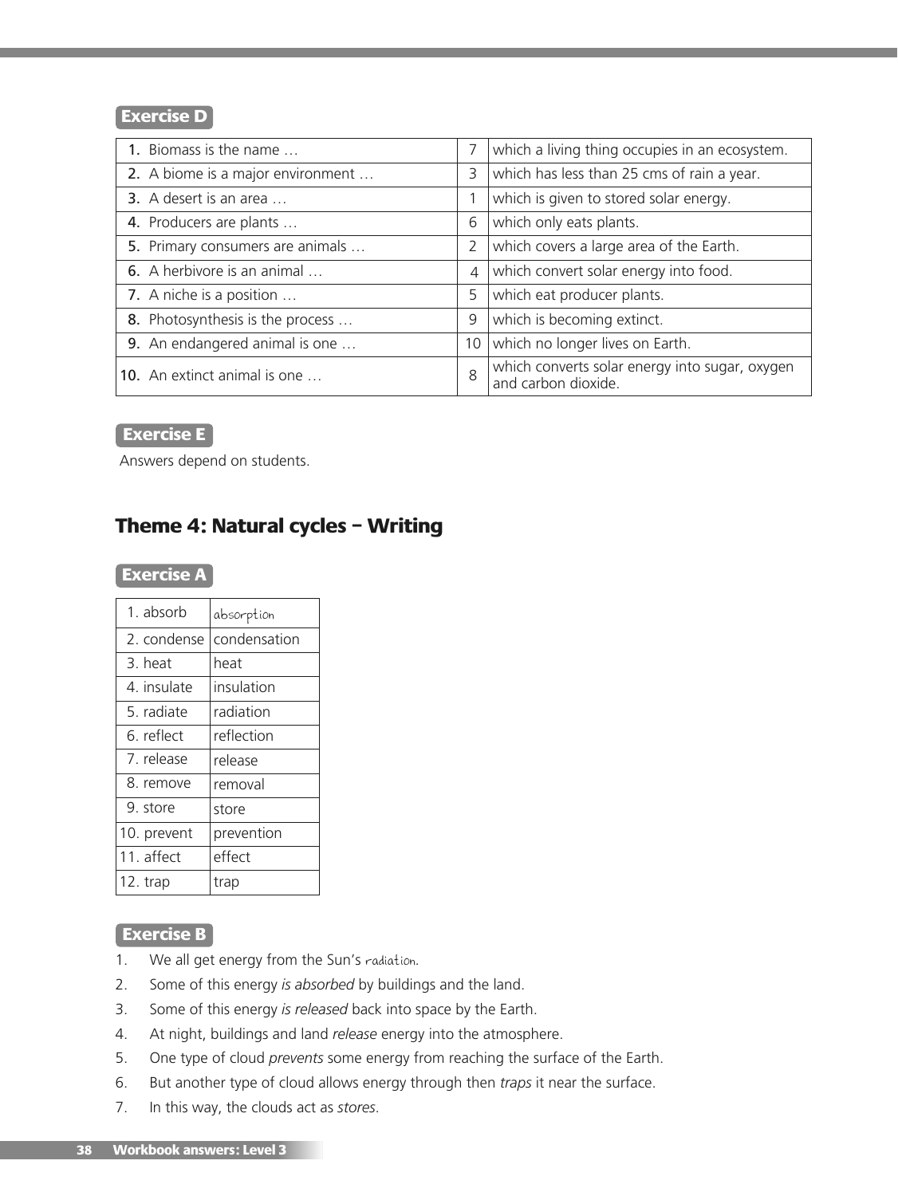**Exercise D**

| | | |
|---|---|---|
| **1.** Biomass is the name … | 7 | which a living thing occupies in an ecosystem. |
| **2.** A biome is a major environment … | 3 | which has less than 25 cms of rain a year. |
| **3.** A desert is an area … | 1 | which is given to stored solar energy. |
| **4.** Producers are plants … | 6 | which only eats plants. |
| **5.** Primary consumers are animals … | 2 | which covers a large area of the Earth. |
| **6.** A herbivore is an animal … | 4 | which convert solar energy into food. |
| **7.** A niche is a position … | 5 | which eat producer plants. |
| **8.** Photosynthesis is the process … | 9 | which is becoming extinct. |
| **9.** An endangered animal is one … | 10 | which no longer lives on Earth. |
| **10.** An extinct animal is one … | 8 | which converts solar energy into sugar, oxygen and carbon dioxide. |

**Exercise E**

Answers depend on students.

## Theme 4: Natural cycles – Writing

**Exercise A**

| | |
|---|---|
| 1. absorb | absorption |
| 2. condense | condensation |
| 3. heat | heat |
| 4. insulate | insulation |
| 5. radiate | radiation |
| 6. reflect | reflection |
| 7. release | release |
| 8. remove | removal |
| 9. store | store |
| 10. prevent | prevention |
| 11. affect | effect |
| 12. trap | trap |

**Exercise B**

1. We all get energy from the Sun's radiation.
2. Some of this energy *is absorbed* by buildings and the land.
3. Some of this energy *is released* back into space by the Earth.
4. At night, buildings and land *release* energy into the atmosphere.
5. One type of cloud *prevents* some energy from reaching the surface of the Earth.
6. But another type of cloud allows energy through then *traps* it near the surface.
7. In this way, the clouds act as *stores*.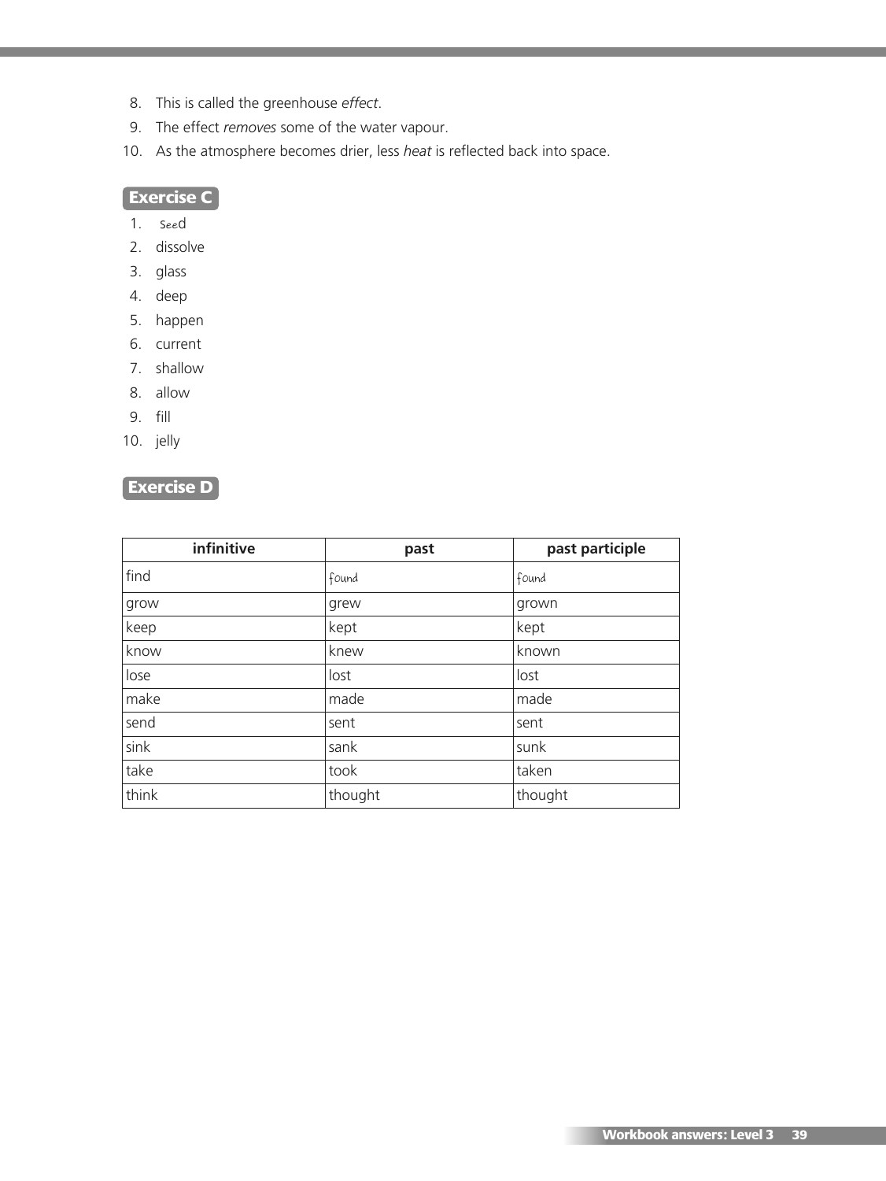8. This is called the greenhouse *effect*.
9. The effect *removes* some of the water vapour.
10. As the atmosphere becomes drier, less *heat* is reflected back into space.

## Exercise C

1. seed
2. dissolve
3. glass
4. deep
5. happen
6. current
7. shallow
8. allow
9. fill
10. jelly

## Exercise D

| infinitive | past | past participle |
|---|---|---|
| find | found | found |
| grow | grew | grown |
| keep | kept | kept |
| know | knew | known |
| lose | lost | lost |
| make | made | made |
| send | sent | sent |
| sink | sank | sunk |
| take | took | taken |
| think | thought | thought |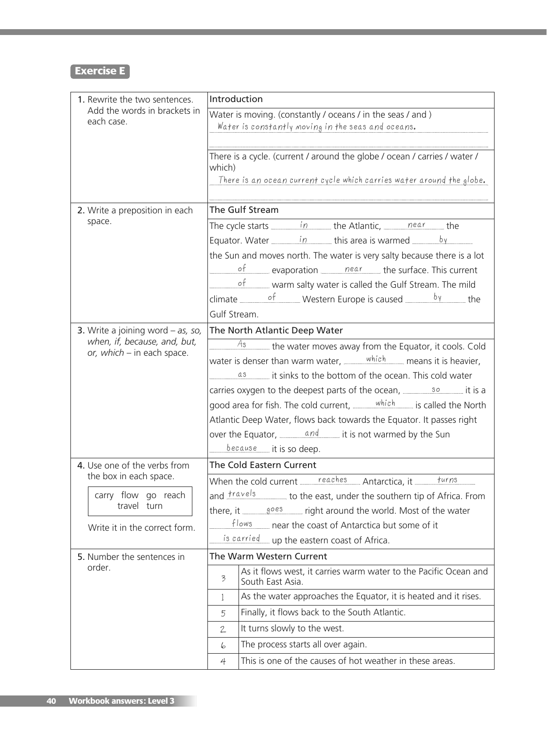## Exercise E

| | |
|---|---|
| 1. Rewrite the two sentences. Add the words in brackets in each case. | **Introduction**<br>Water is moving. (constantly / oceans / in the seas / and )<br>Water is constantly moving in the seas and oceans.<br><br>There is a cycle. (current / around the globe / ocean / carries / water / which)<br>There is an ocean current cycle which carries water around the globe. |
| 2. Write a preposition in each space. | **The Gulf Stream**<br>The cycle starts in the Atlantic, near the Equator. Water in this area is warmed by the Sun and moves north. The water is very salty because there is a lot of evaporation near the surface. This current of warm salty water is called the Gulf Stream. The mild climate of Western Europe is caused by the Gulf Stream. |
| 3. Write a joining word – *as, so, when, if, because, and, but, or, which* – in each space. | **The North Atlantic Deep Water**<br>As the water moves away from the Equator, it cools. Cold water is denser than warm water, which means it is heavier, as it sinks to the bottom of the ocean. This cold water carries oxygen to the deepest parts of the ocean, so it is a good area for fish. The cold current, which is called the North Atlantic Deep Water, flows back towards the Equator. It passes right over the Equator, and it is not warmed by the Sun because it is so deep. |
| 4. Use one of the verbs from the box in each space.<br><br>carry flow go reach travel turn<br><br>Write it in the correct form. | **The Cold Eastern Current**<br>When the cold current reaches Antarctica, it turns and travels to the east, under the southern tip of Africa. From there, it goes right around the world. Most of the water flows near the coast of Antarctica but some of it is carried up the eastern coast of Africa. |
| 5. Number the sentences in order. | **The Warm Western Current**<br>3 – As it flows west, it carries warm water to the Pacific Ocean and South East Asia.<br>1 – As the water approaches the Equator, it is heated and it rises.<br>5 – Finally, it flows back to the South Atlantic.<br>2 – It turns slowly to the west.<br>6 – The process starts all over again.<br>4 – This is one of the causes of hot weather in these areas. |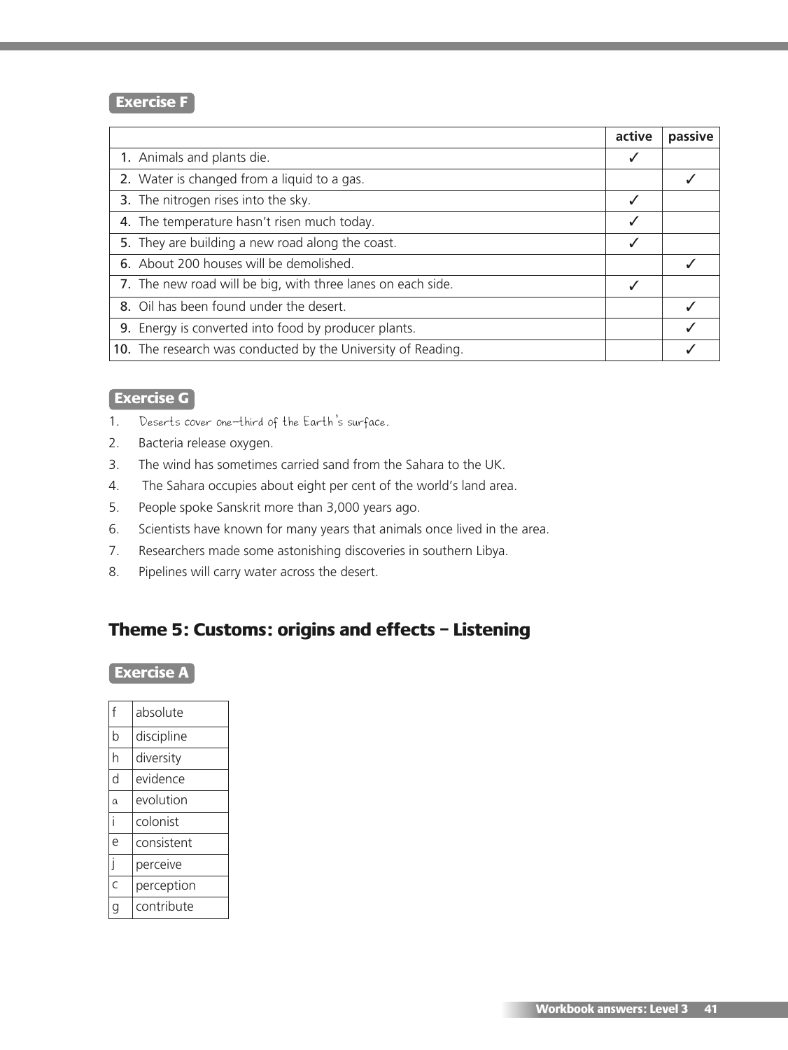**Exercise F**

| | active | passive |
|---|---|---|
| 1. Animals and plants die. | ✓ | |
| 2. Water is changed from a liquid to a gas. | | ✓ |
| 3. The nitrogen rises into the sky. | ✓ | |
| 4. The temperature hasn't risen much today. | ✓ | |
| 5. They are building a new road along the coast. | ✓ | |
| 6. About 200 houses will be demolished. | | ✓ |
| 7. The new road will be big, with three lanes on each side. | ✓ | |
| 8. Oil has been found under the desert. | | ✓ |
| 9. Energy is converted into food by producer plants. | | ✓ |
| 10. The research was conducted by the University of Reading. | | ✓ |

**Exercise G**

1. Deserts cover one-third of the Earth's surface.
2. Bacteria release oxygen.
3. The wind has sometimes carried sand from the Sahara to the UK.
4. The Sahara occupies about eight per cent of the world's land area.
5. People spoke Sanskrit more than 3,000 years ago.
6. Scientists have known for many years that animals once lived in the area.
7. Researchers made some astonishing discoveries in southern Libya.
8. Pipelines will carry water across the desert.

## Theme 5: Customs: origins and effects – Listening

**Exercise A**

| | |
|---|---|
| f | absolute |
| b | discipline |
| h | diversity |
| d | evidence |
| a | evolution |
| i | colonist |
| e | consistent |
| j | perceive |
| c | perception |
| g | contribute |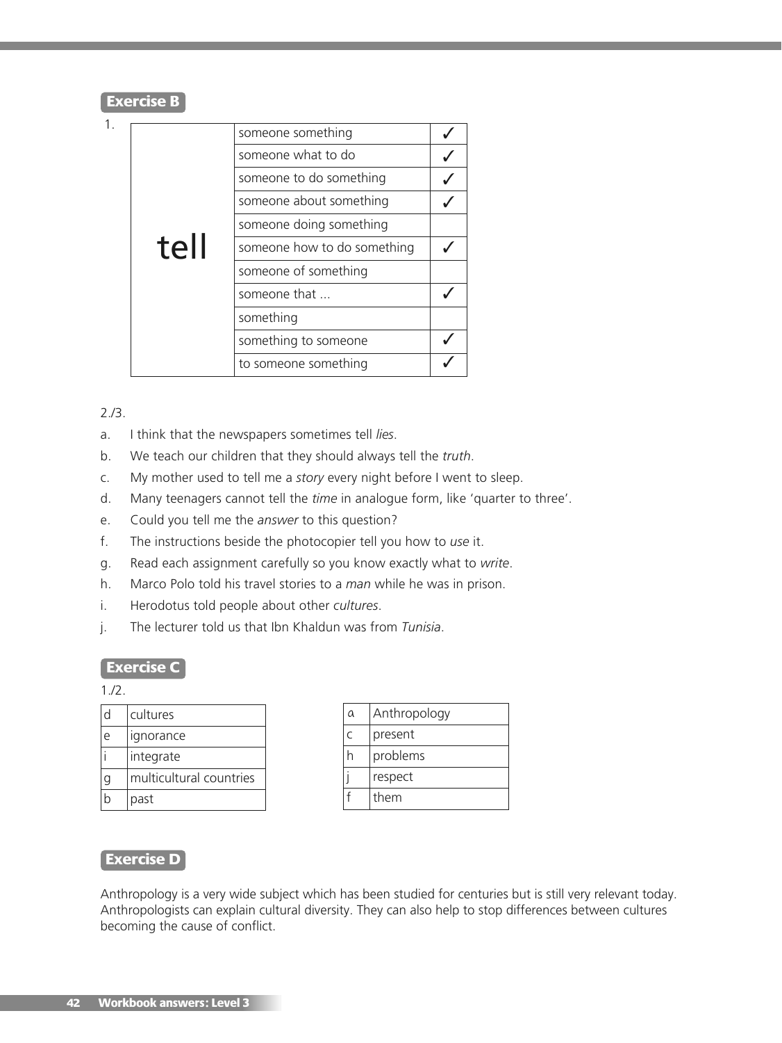## Exercise B

1.

| | | |
|---|---|---|
| tell | someone something | ✓ |
| | someone what to do | ✓ |
| | someone to do something | ✓ |
| | someone about something | ✓ |
| | someone doing something | |
| | someone how to do something | ✓ |
| | someone of something | |
| | someone that ... | ✓ |
| | something | |
| | something to someone | ✓ |
| | to someone something | ✓ |

2./3.

a. I think that the newspapers sometimes tell *lies*.

b. We teach our children that they should always tell the *truth*.

c. My mother used to tell me a *story* every night before I went to sleep.

d. Many teenagers cannot tell the *time* in analogue form, like 'quarter to three'.

e. Could you tell me the *answer* to this question?

f. The instructions beside the photocopier tell you how to *use* it.

g. Read each assignment carefully so you know exactly what to *write*.

h. Marco Polo told his travel stories to a *man* while he was in prison.

i. Herodotus told people about other *cultures*.

j. The lecturer told us that Ibn Khaldun was from *Tunisia*.

## Exercise C

1./2.

| | |
|---|---|
| d | cultures |
| e | ignorance |
| i | integrate |
| g | multicultural countries |
| b | past |

| | |
|---|---|
| a | Anthropology |
| c | present |
| h | problems |
| j | respect |
| f | them |

## Exercise D

Anthropology is a very wide subject which has been studied for centuries but is still very relevant today. Anthropologists can explain cultural diversity. They can also help to stop differences between cultures becoming the cause of conflict.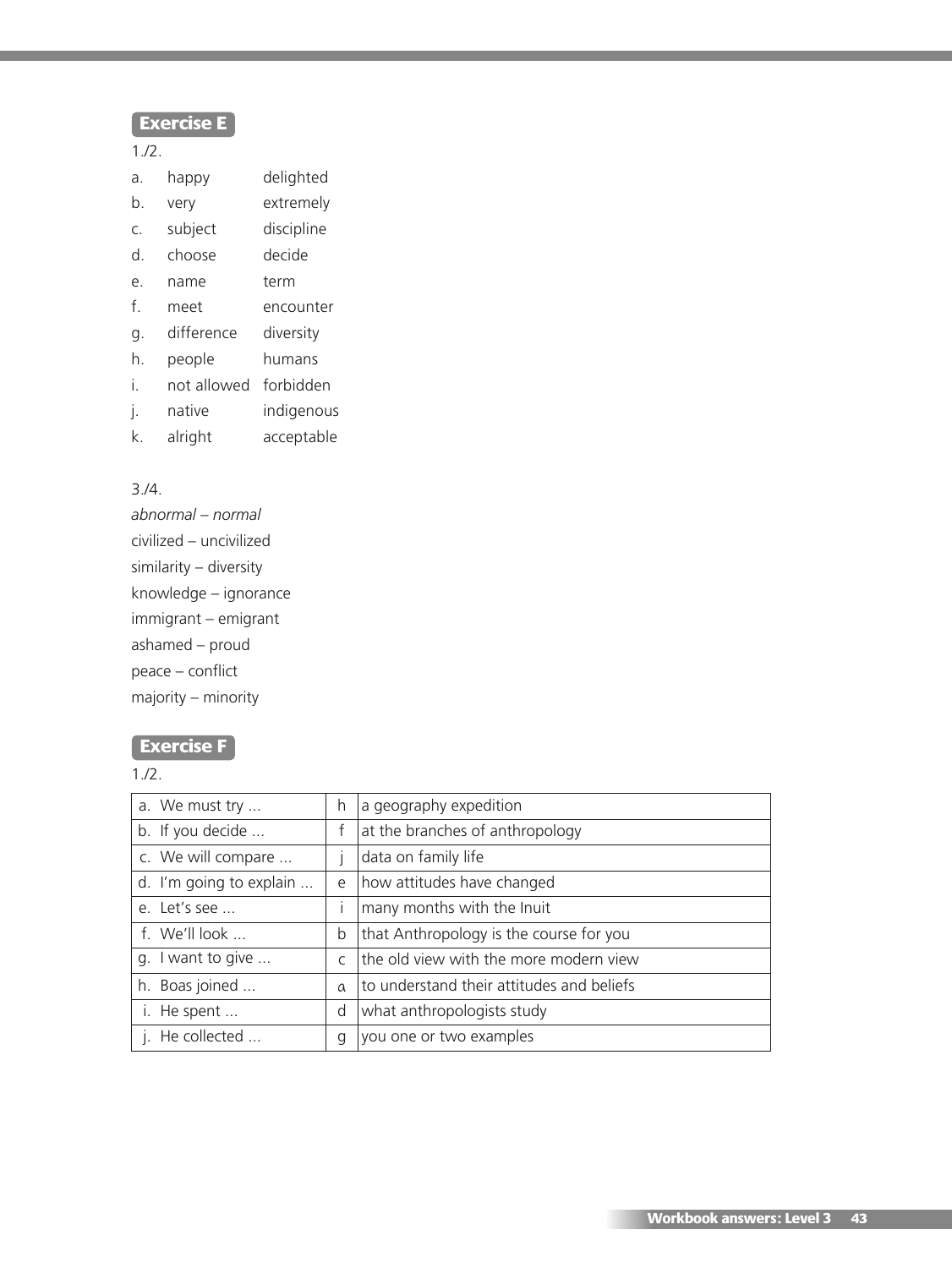## Exercise E

1./2.

| | | |
|---|---|---|
| a. | happy | delighted |
| b. | very | extremely |
| c. | subject | discipline |
| d. | choose | decide |
| e. | name | term |
| f. | meet | encounter |
| g. | difference | diversity |
| h. | people | humans |
| i. | not allowed | forbidden |
| j. | native | indigenous |
| k. | alright | acceptable |

3./4.

*abnormal – normal*
civilized – uncivilized
similarity – diversity
knowledge – ignorance
immigrant – emigrant
ashamed – proud
peace – conflict
majority – minority

## Exercise F

1./2.

| | | |
|---|---|---|
| a. We must try ... | h | a geography expedition |
| b. If you decide ... | f | at the branches of anthropology |
| c. We will compare ... | j | data on family life |
| d. I'm going to explain ... | e | how attitudes have changed |
| e. Let's see ... | i | many months with the Inuit |
| f. We'll look ... | b | that Anthropology is the course for you |
| g. I want to give ... | c | the old view with the more modern view |
| h. Boas joined ... | a | to understand their attitudes and beliefs |
| i. He spent ... | d | what anthropologists study |
| j. He collected ... | g | you one or two examples |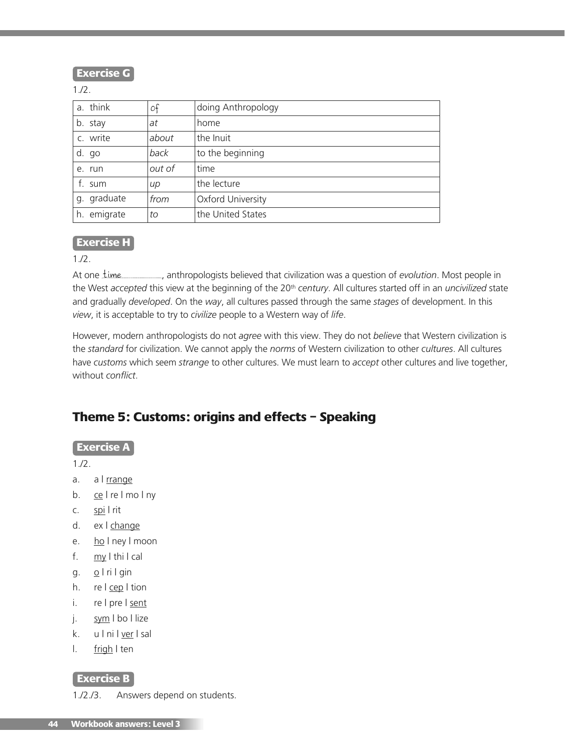**Exercise G**

1./2.

| a. think | *of* | doing Anthropology |
|---|---|---|
| b. stay | *at* | home |
| c. write | *about* | the Inuit |
| d. go | *back* | to the beginning |
| e. run | *out of* | time |
| f. sum | *up* | the lecture |
| g. graduate | *from* | Oxford University |
| h. emigrate | *to* | the United States |

**Exercise H**

1./2.

At one *time*, anthropologists believed that civilization was a question of *evolution*. Most people in the West *accepted* this view at the beginning of the 20th *century*. All cultures started off in an *uncivilized* state and gradually *developed*. On the *way*, all cultures passed through the same *stages* of development. In this *view*, it is acceptable to try to *civilize* people to a Western way of *life*.

However, modern anthropologists do not *agree* with this view. They do not *believe* that Western civilization is the *standard* for civilization. We cannot apply the *norms* of Western civilization to other *cultures*. All cultures have *customs* which seem *strange* to other cultures. We must learn to *accept* other cultures and live together, without *conflict*.

## Theme 5: Customs: origins and effects – Speaking

**Exercise A**

1./2.

a. a | rrange
b. ce | re | mo | ny
c. spi | rit
d. ex | change
e. ho | ney | moon
f. my | thi | cal
g. o | ri | gin
h. re | cep | tion
i. re | pre | sent
j. sym | bo | lize
k. u | ni | ver | sal
l. frigh | ten

**Exercise B**

1./2./3. Answers depend on students.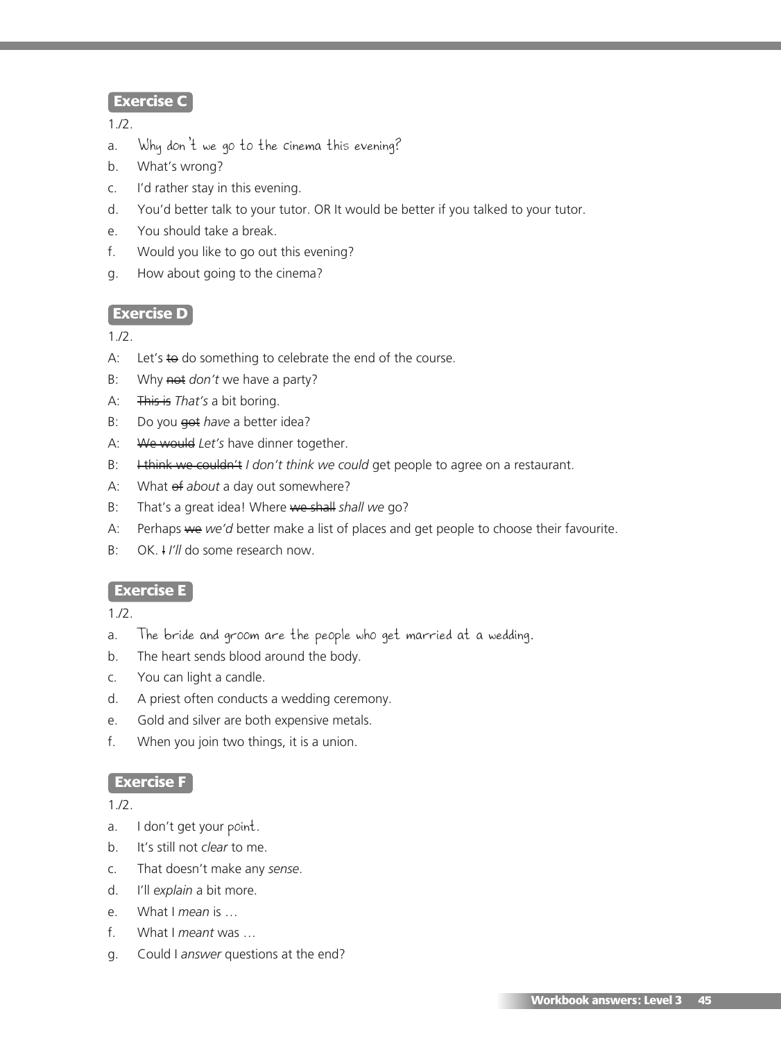## Exercise C

1./2.

a. Why don't we go to the cinema this evening?
b. What's wrong?
c. I'd rather stay in this evening.
d. You'd better talk to your tutor. OR It would be better if you talked to your tutor.
e. You should take a break.
f. Would you like to go out this evening?
g. How about going to the cinema?

## Exercise D

1./2.

A: Let's ~~to~~ do something to celebrate the end of the course.
B: Why ~~not~~ *don't* we have a party?
A: ~~This is~~ *That's* a bit boring.
B: Do you ~~got~~ *have* a better idea?
A: ~~We would~~ *Let's* have dinner together.
B: ~~I think we couldn't~~ *I don't think we could* get people to agree on a restaurant.
A: What ~~of~~ *about* a day out somewhere?
B: That's a great idea! Where ~~we shall~~ *shall we* go?
A: Perhaps ~~we~~ *we'd* better make a list of places and get people to choose their favourite.
B: OK. ~~I~~ *I'll* do some research now.

## Exercise E

1./2.

a. The bride and groom are the people who get married at a wedding.
b. The heart sends blood around the body.
c. You can light a candle.
d. A priest often conducts a wedding ceremony.
e. Gold and silver are both expensive metals.
f. When you join two things, it is a union.

## Exercise F

1./2.

a. I don't get your point.
b. It's still not *clear* to me.
c. That doesn't make any *sense*.
d. I'll *explain* a bit more.
e. What I *mean* is …
f. What I *meant* was …
g. Could I *answer* questions at the end?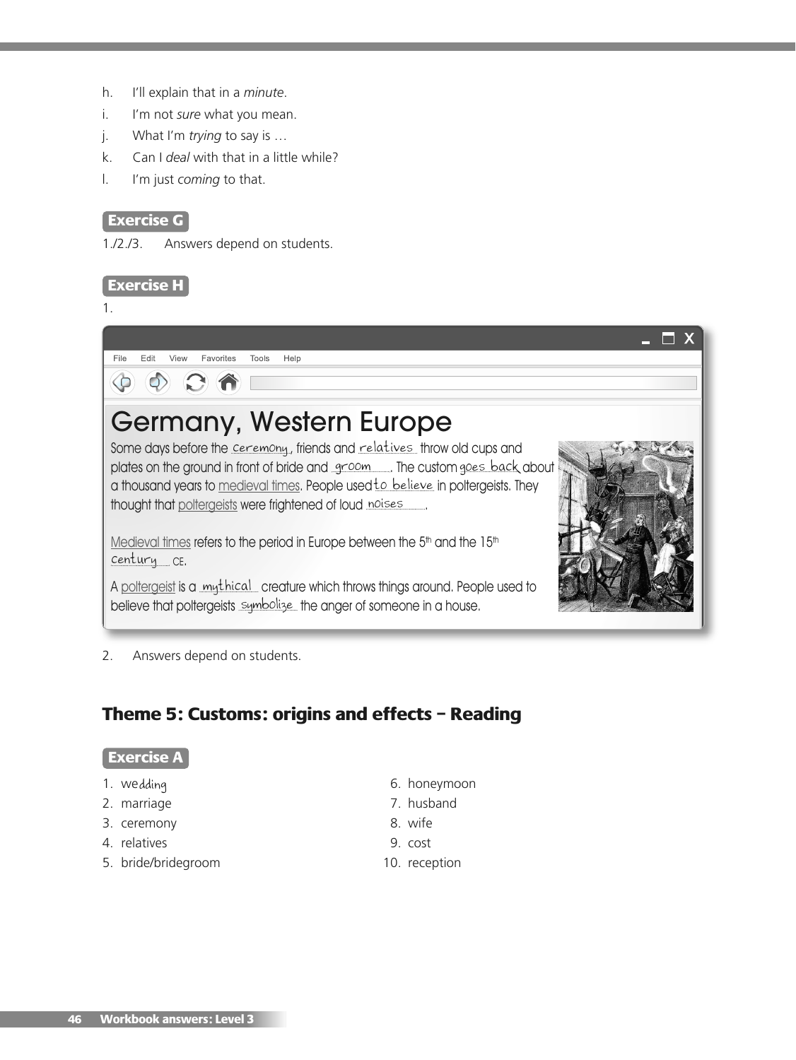h. I'll explain that in a *minute*.
i. I'm not *sure* what you mean.
j. What I'm *trying* to say is …
k. Can I *deal* with that in a little while?
l. I'm just *coming* to that.

**Exercise G**

1./2./3. Answers depend on students.

**Exercise H**

1.

## Germany, Western Europe

Some days before the ceremony, friends and relatives throw old cups and plates on the ground in front of bride and groom. The custom goes back about a thousand years to medieval times. People used to believe in poltergeists. They thought that poltergeists were frightened of loud noises.

Medieval times refers to the period in Europe between the 5th and the 15th century CE.

A poltergeist is a mythical creature which throws things around. People used to believe that poltergeists symbolize the anger of someone in a house.

2. Answers depend on students.

## Theme 5: Customs: origins and effects – Reading

**Exercise A**

1. wedding
2. marriage
3. ceremony
4. relatives
5. bride/bridegroom
6. honeymoon
7. husband
8. wife
9. cost
10. reception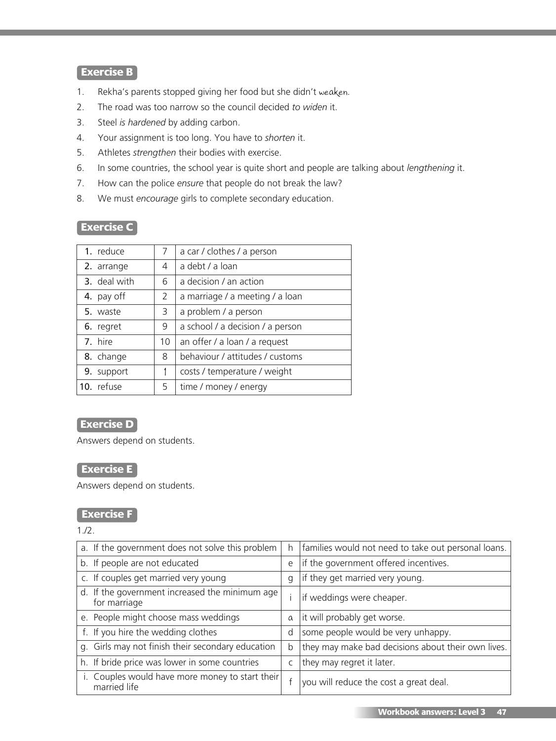### Exercise B

1. Rekha's parents stopped giving her food but she didn't weaken.
2. The road was too narrow so the council decided *to widen* it.
3. Steel *is hardened* by adding carbon.
4. Your assignment is too long. You have to *shorten* it.
5. Athletes *strengthen* their bodies with exercise.
6. In some countries, the school year is quite short and people are talking about *lengthening* it.
7. How can the police *ensure* that people do not break the law?
8. We must *encourage* girls to complete secondary education.

### Exercise C

| | | |
|---|---|---|
| **1.** reduce | 7 | a car / clothes / a person |
| **2.** arrange | 4 | a debt / a loan |
| **3.** deal with | 6 | a decision / an action |
| **4.** pay off | 2 | a marriage / a meeting / a loan |
| **5.** waste | 3 | a problem / a person |
| **6.** regret | 9 | a school / a decision / a person |
| **7.** hire | 10 | an offer / a loan / a request |
| **8.** change | 8 | behaviour / attitudes / customs |
| **9.** support | 1 | costs / temperature / weight |
| **10.** refuse | 5 | time / money / energy |

### Exercise D

Answers depend on students.

### Exercise E

Answers depend on students.

### Exercise F

1./2.

| | | |
|---|---|---|
| a. If the government does not solve this problem | h | families would not need to take out personal loans. |
| b. If people are not educated | e | if the government offered incentives. |
| c. If couples get married very young | g | if they get married very young. |
| d. If the government increased the minimum age for marriage | i | if weddings were cheaper. |
| e. People might choose mass weddings | a | it will probably get worse. |
| f. If you hire the wedding clothes | d | some people would be very unhappy. |
| g. Girls may not finish their secondary education | b | they may make bad decisions about their own lives. |
| h. If bride price was lower in some countries | c | they may regret it later. |
| i. Couples would have more money to start their married life | f | you will reduce the cost a great deal. |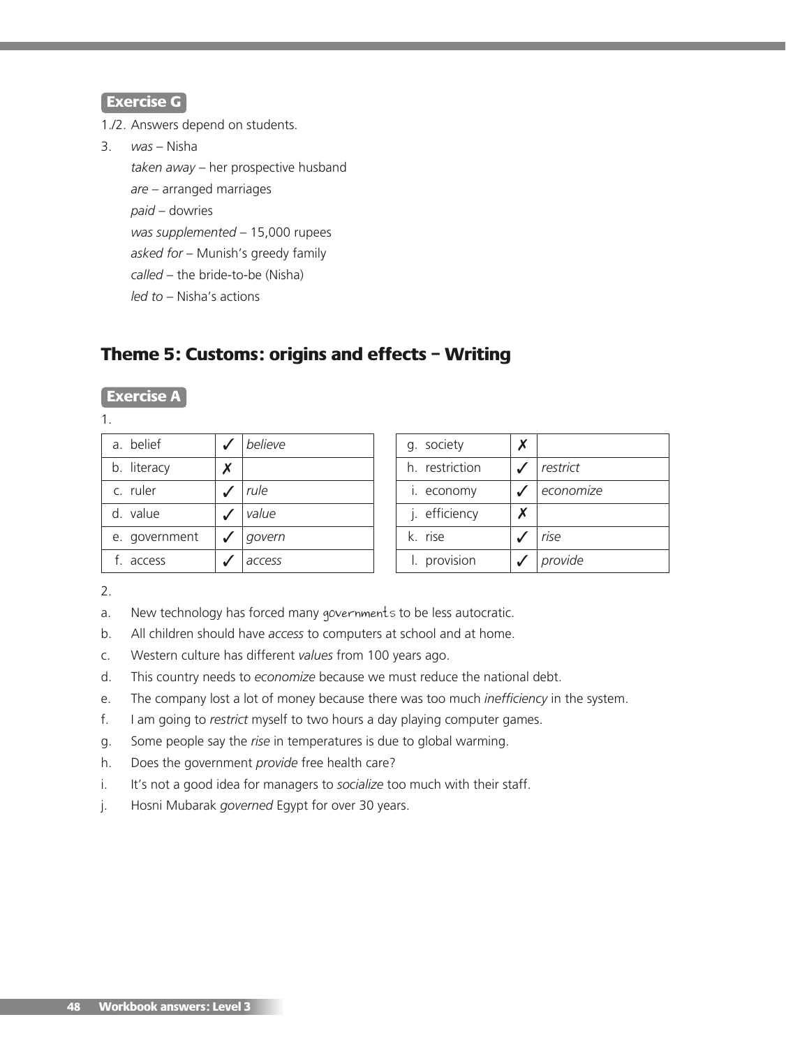**Exercise G**

1./2. Answers depend on students.

3. *was* – Nisha
   *taken away* – her prospective husband
   *are* – arranged marriages
   *paid* – dowries
   *was supplemented* – 15,000 rupees
   *asked for* – Munish's greedy family
   *called* – the bride-to-be (Nisha)
   *led to* – Nisha's actions

## Theme 5: Customs: origins and effects – Writing

**Exercise A**

1.

| | | |
|---|---|---|
| a. belief | ✓ | *believe* |
| b. literacy | ✗ | |
| c. ruler | ✓ | *rule* |
| d. value | ✓ | *value* |
| e. government | ✓ | *govern* |
| f. access | ✓ | *access* |

| | | |
|---|---|---|
| g. society | ✗ | |
| h. restriction | ✓ | *restrict* |
| i. economy | ✓ | *economize* |
| j. efficiency | ✗ | |
| k. rise | ✓ | *rise* |
| l. provision | ✓ | *provide* |

2.

a. New technology has forced many *governments* to be less autocratic.
b. All children should have *access* to computers at school and at home.
c. Western culture has different *values* from 100 years ago.
d. This country needs to *economize* because we must reduce the national debt.
e. The company lost a lot of money because there was too much *inefficiency* in the system.
f. I am going to *restrict* myself to two hours a day playing computer games.
g. Some people say the *rise* in temperatures is due to global warming.
h. Does the government *provide* free health care?
i. It's not a good idea for managers to *socialize* too much with their staff.
j. Hosni Mubarak *governed* Egypt for over 30 years.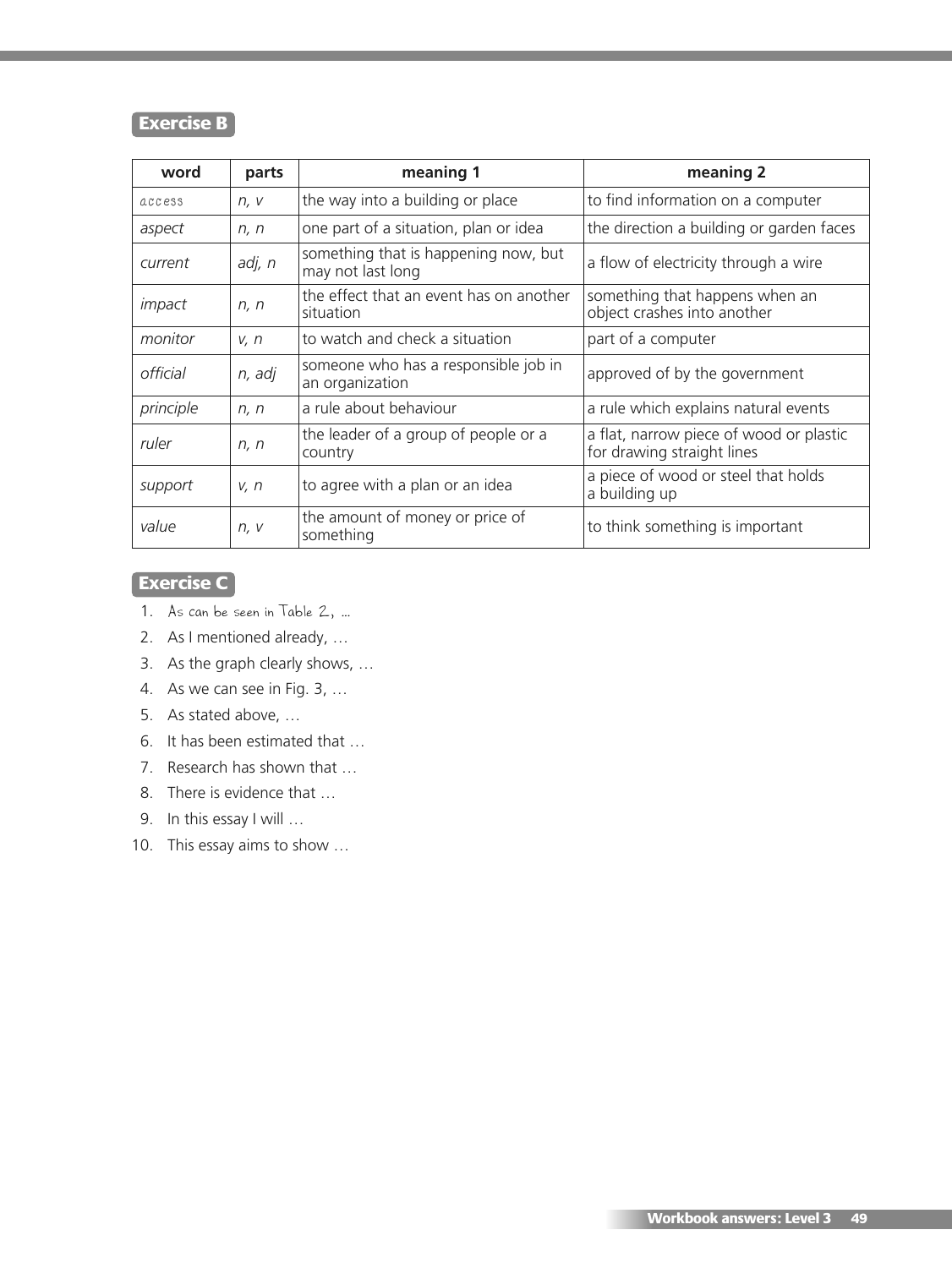## Exercise B

| word | parts | meaning 1 | meaning 2 |
|---|---|---|---|
| *access* | *n, v* | the way into a building or place | to find information on a computer |
| *aspect* | *n, n* | one part of a situation, plan or idea | the direction a building or garden faces |
| *current* | *adj, n* | something that is happening now, but may not last long | a flow of electricity through a wire |
| *impact* | *n, n* | the effect that an event has on another situation | something that happens when an object crashes into another |
| *monitor* | *v, n* | to watch and check a situation | part of a computer |
| *official* | *n, adj* | someone who has a responsible job in an organization | approved of by the government |
| *principle* | *n, n* | a rule about behaviour | a rule which explains natural events |
| *ruler* | *n, n* | the leader of a group of people or a country | a flat, narrow piece of wood or plastic for drawing straight lines |
| *support* | *v, n* | to agree with a plan or an idea | a piece of wood or steel that holds a building up |
| *value* | *n, v* | the amount of money or price of something | to think something is important |

## Exercise C

1. As can be seen in Table 2, …
2. As I mentioned already, …
3. As the graph clearly shows, …
4. As we can see in Fig. 3, …
5. As stated above, …
6. It has been estimated that …
7. Research has shown that …
8. There is evidence that …
9. In this essay I will …
10. This essay aims to show …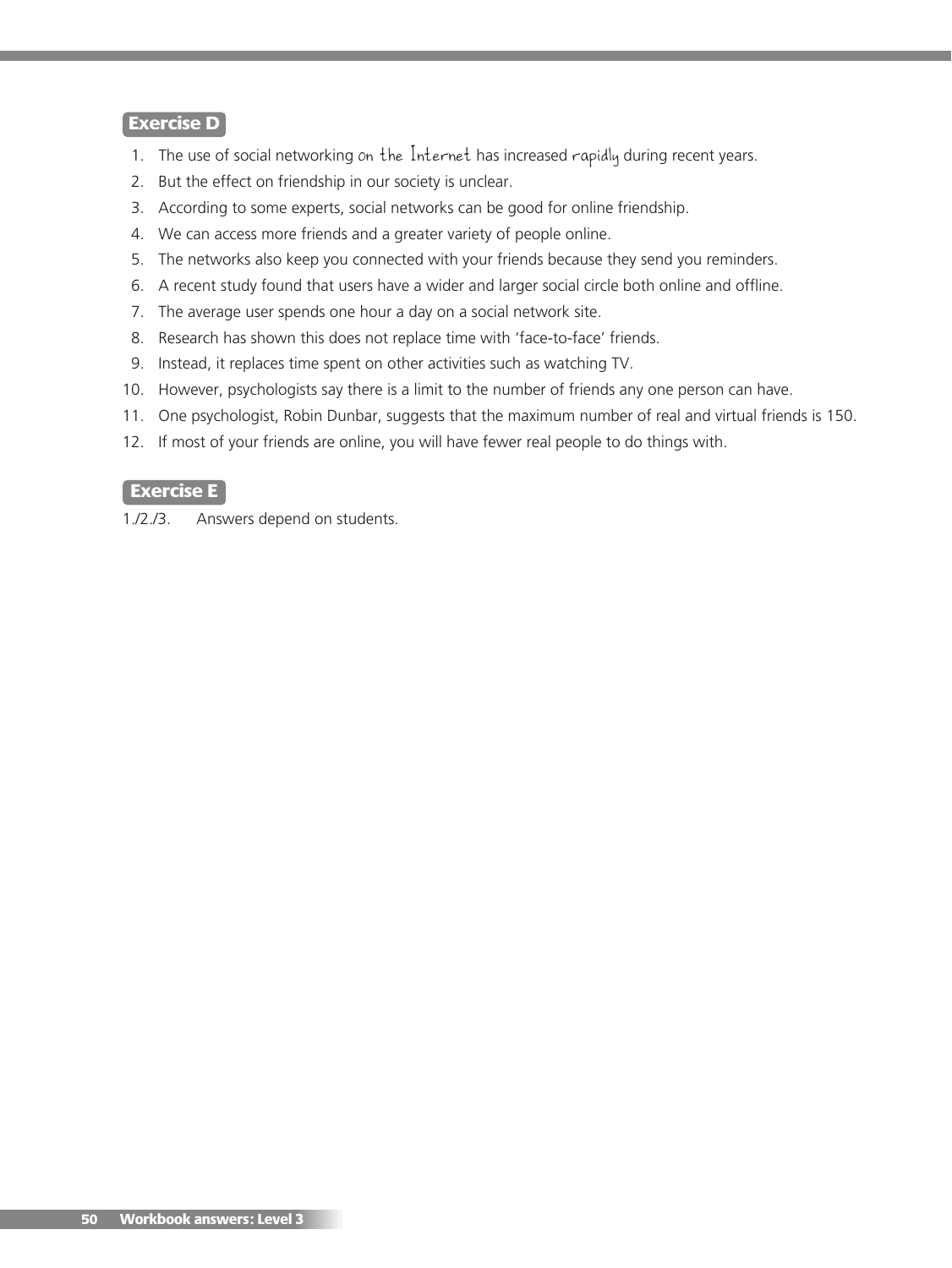## Exercise D

1. The use of social networking on the Internet has increased rapidly during recent years.
2. But the effect on friendship in our society is unclear.
3. According to some experts, social networks can be good for online friendship.
4. We can access more friends and a greater variety of people online.
5. The networks also keep you connected with your friends because they send you reminders.
6. A recent study found that users have a wider and larger social circle both online and offline.
7. The average user spends one hour a day on a social network site.
8. Research has shown this does not replace time with 'face-to-face' friends.
9. Instead, it replaces time spent on other activities such as watching TV.
10. However, psychologists say there is a limit to the number of friends any one person can have.
11. One psychologist, Robin Dunbar, suggests that the maximum number of real and virtual friends is 150.
12. If most of your friends are online, you will have fewer real people to do things with.

## Exercise E

1./2./3. Answers depend on students.